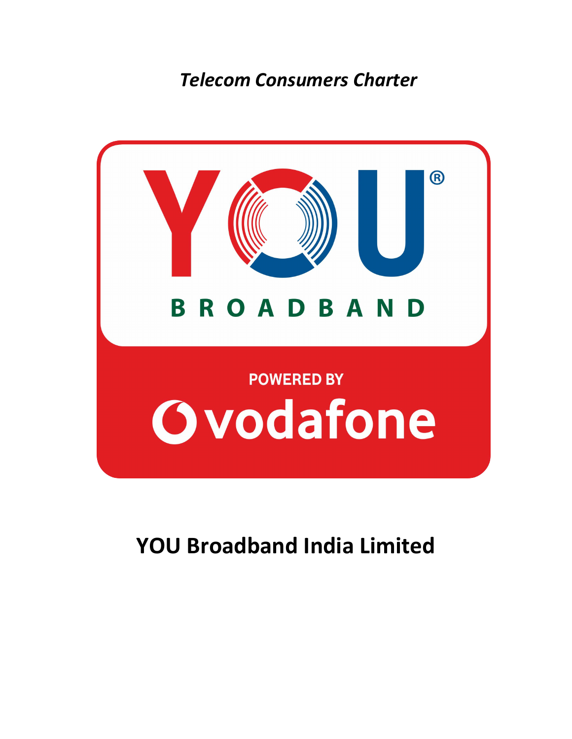*Telecom Consumers Charter*

# YOU Broadband India Limited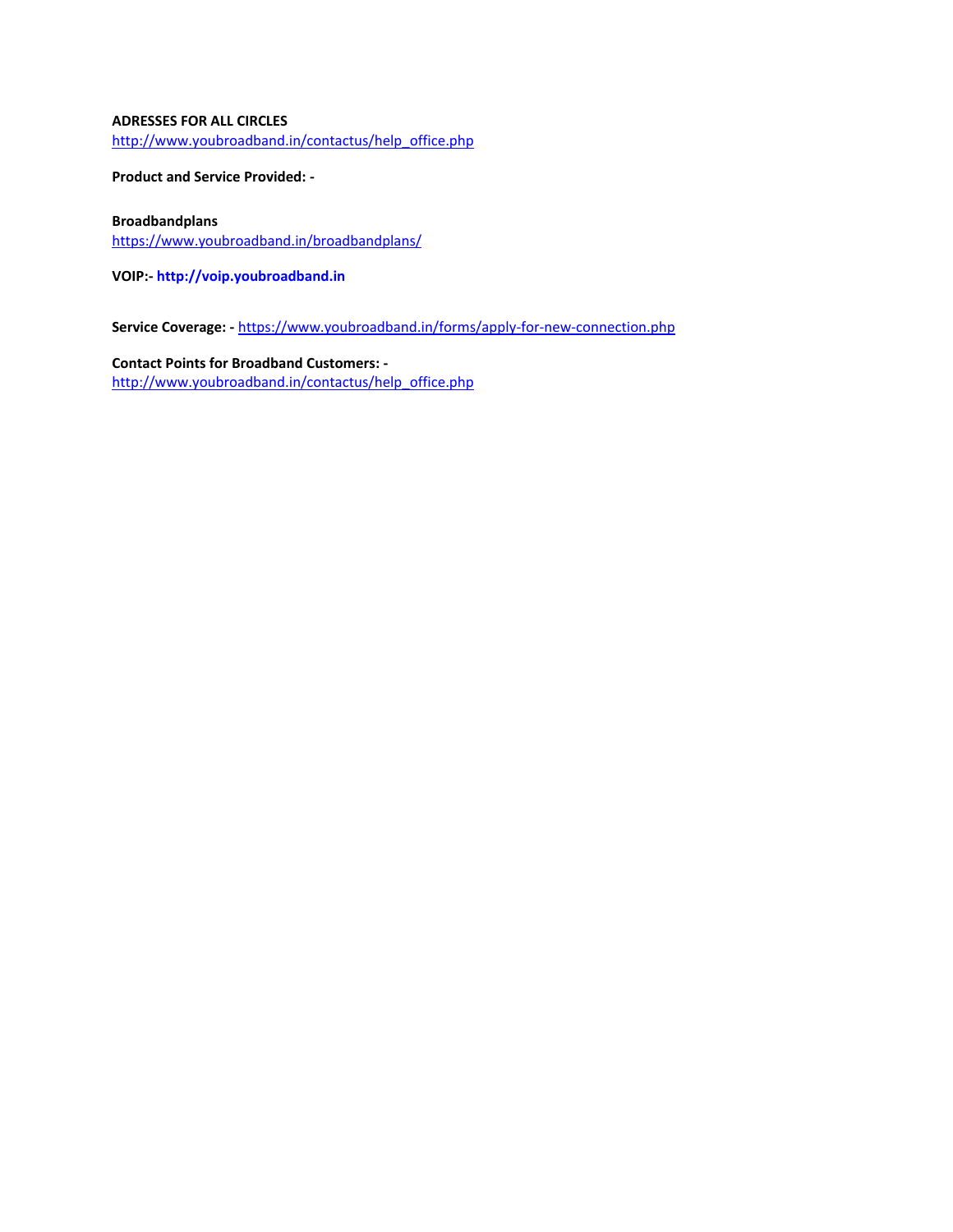**ADRESSES FOR ALL CIRCLES**
http://www.youbroadband.in/contactus/help_office.php

**Product and Service Provided: -**

**Broadbandplans**
https://www.youbroadband.in/broadbandplans/

**VOIP:- http://voip.youbroadband.in**

**Service Coverage: -** https://www.youbroadband.in/forms/apply-for-new-connection.php

**Contact Points for Broadband Customers: -**
http://www.youbroadband.in/contactus/help_office.php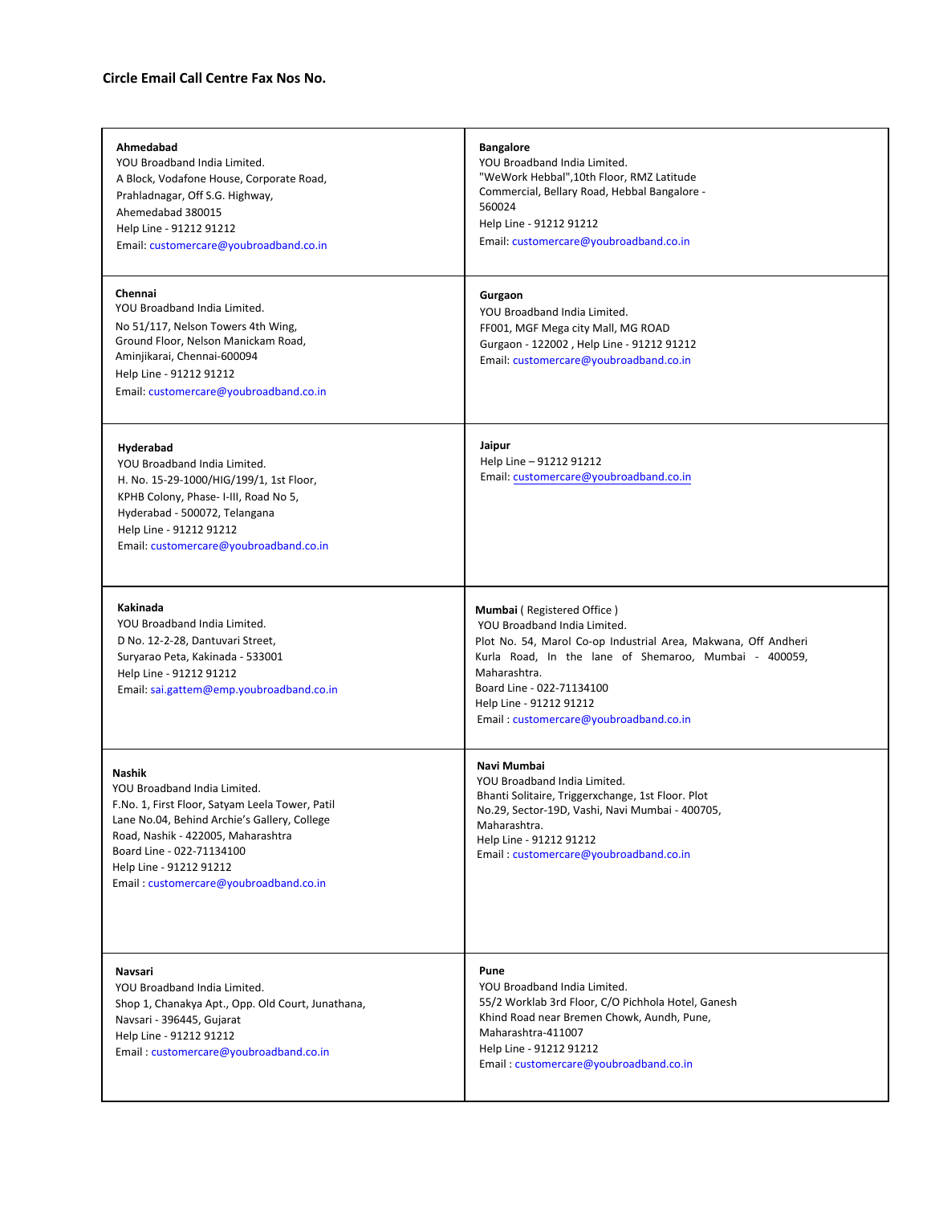**Circle Email Call Centre Fax Nos No.**

| | |
|---|---|
| **Ahmedabad**<br>YOU Broadband India Limited.<br>A Block, Vodafone House, Corporate Road,<br>Prahladnagar, Off S.G. Highway,<br>Ahemedabad 380015<br>Help Line - 91212 91212<br>Email: customercare@youbroadband.co.in | **Bangalore**<br>YOU Broadband India Limited.<br>"WeWork Hebbal",10th Floor, RMZ Latitude<br>Commercial, Bellary Road, Hebbal Bangalore -<br>560024<br>Help Line - 91212 91212<br>Email: customercare@youbroadband.co.in |
| **Chennai**<br>YOU Broadband India Limited.<br>No 51/117, Nelson Towers 4th Wing,<br>Ground Floor, Nelson Manickam Road,<br>Aminjikarai, Chennai-600094<br>Help Line - 91212 91212<br>Email: customercare@youbroadband.co.in | **Gurgaon**<br>YOU Broadband India Limited.<br>FF001, MGF Mega city Mall, MG ROAD<br>Gurgaon - 122002 , Help Line - 91212 91212<br>Email: customercare@youbroadband.co.in |
| **Hyderabad**<br>YOU Broadband India Limited.<br>H. No. 15-29-1000/HIG/199/1, 1st Floor,<br>KPHB Colony, Phase- I-III, Road No 5,<br>Hyderabad - 500072, Telangana<br>Help Line - 91212 91212<br>Email: customercare@youbroadband.co.in | **Jaipur**<br>Help Line – 91212 91212<br>Email: customercare@youbroadband.co.in |
| **Kakinada**<br>YOU Broadband India Limited.<br>D No. 12-2-28, Dantuvari Street,<br>Suryarao Peta, Kakinada - 533001<br>Help Line - 91212 91212<br>Email: sai.gattem@emp.youbroadband.co.in | **Mumbai** ( Registered Office )<br>YOU Broadband India Limited.<br>Plot No. 54, Marol Co-op Industrial Area, Makwana, Off Andheri Kurla Road, In the lane of Shemaroo, Mumbai - 400059, Maharashtra.<br>Board Line - 022-71134100<br>Help Line - 91212 91212<br>Email : customercare@youbroadband.co.in |
| **Nashik**<br>YOU Broadband India Limited.<br>F.No. 1, First Floor, Satyam Leela Tower, Patil<br>Lane No.04, Behind Archie's Gallery, College<br>Road, Nashik - 422005, Maharashtra<br>Board Line - 022-71134100<br>Help Line - 91212 91212<br>Email : customercare@youbroadband.co.in | **Navi Mumbai**<br>YOU Broadband India Limited.<br>Bhanti Solitaire, Triggerxchange, 1st Floor. Plot<br>No.29, Sector-19D, Vashi, Navi Mumbai - 400705,<br>Maharashtra.<br>Help Line - 91212 91212<br>Email : customercare@youbroadband.co.in |
| **Navsari**<br>YOU Broadband India Limited.<br>Shop 1, Chanakya Apt., Opp. Old Court, Junathana,<br>Navsari - 396445, Gujarat<br>Help Line - 91212 91212<br>Email : customercare@youbroadband.co.in | **Pune**<br>YOU Broadband India Limited.<br>55/2 Worklab 3rd Floor, C/O Pichhola Hotel, Ganesh<br>Khind Road near Bremen Chowk, Aundh, Pune,<br>Maharashtra-411007<br>Help Line - 91212 91212<br>Email : customercare@youbroadband.co.in |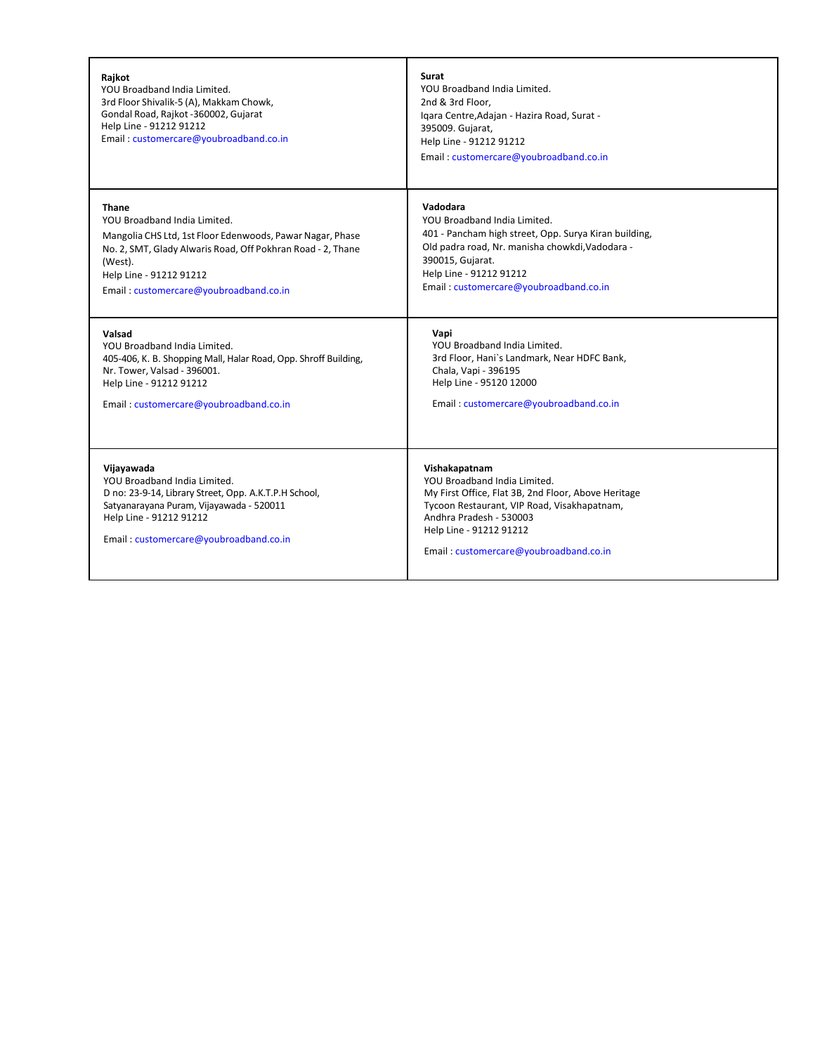| | |
|---|---|
| **Rajkot**<br>YOU Broadband India Limited.<br>3rd Floor Shivalik-5 (A), Makkam Chowk,<br>Gondal Road, Rajkot -360002, Gujarat<br>Help Line - 91212 91212<br>Email : customercare@youbroadband.co.in | **Surat**<br>YOU Broadband India Limited.<br>2nd & 3rd Floor,<br>Iqara Centre,Adajan - Hazira Road, Surat -<br>395009. Gujarat,<br>Help Line - 91212 91212<br>Email : customercare@youbroadband.co.in |
| **Thane**<br>YOU Broadband India Limited.<br>Mangolia CHS Ltd, 1st Floor Edenwoods, Pawar Nagar, Phase No. 2, SMT, Glady Alwaris Road, Off Pokhran Road - 2, Thane (West).<br>Help Line - 91212 91212<br>Email : customercare@youbroadband.co.in | **Vadodara**<br>YOU Broadband India Limited.<br>401 - Pancham high street, Opp. Surya Kiran building,<br>Old padra road, Nr. manisha chowkdi,Vadodara -<br>390015, Gujarat.<br>Help Line - 91212 91212<br>Email : customercare@youbroadband.co.in |
| **Valsad**<br>YOU Broadband India Limited.<br>405-406, K. B. Shopping Mall, Halar Road, Opp. Shroff Building,<br>Nr. Tower, Valsad - 396001.<br>Help Line - 91212 91212<br>Email : customercare@youbroadband.co.in | **Vapi**<br>YOU Broadband India Limited.<br>3rd Floor, Hani`s Landmark, Near HDFC Bank,<br>Chala, Vapi - 396195<br>Help Line - 95120 12000<br>Email : customercare@youbroadband.co.in |
| **Vijayawada**<br>YOU Broadband India Limited.<br>D no: 23-9-14, Library Street, Opp. A.K.T.P.H School,<br>Satyanarayana Puram, Vijayawada - 520011<br>Help Line - 91212 91212<br>Email : customercare@youbroadband.co.in | **Vishakapatnam**<br>YOU Broadband India Limited.<br>My First Office, Flat 3B, 2nd Floor, Above Heritage<br>Tycoon Restaurant, VIP Road, Visakhapatnam,<br>Andhra Pradesh - 530003<br>Help Line - 91212 91212<br>Email : customercare@youbroadband.co.in |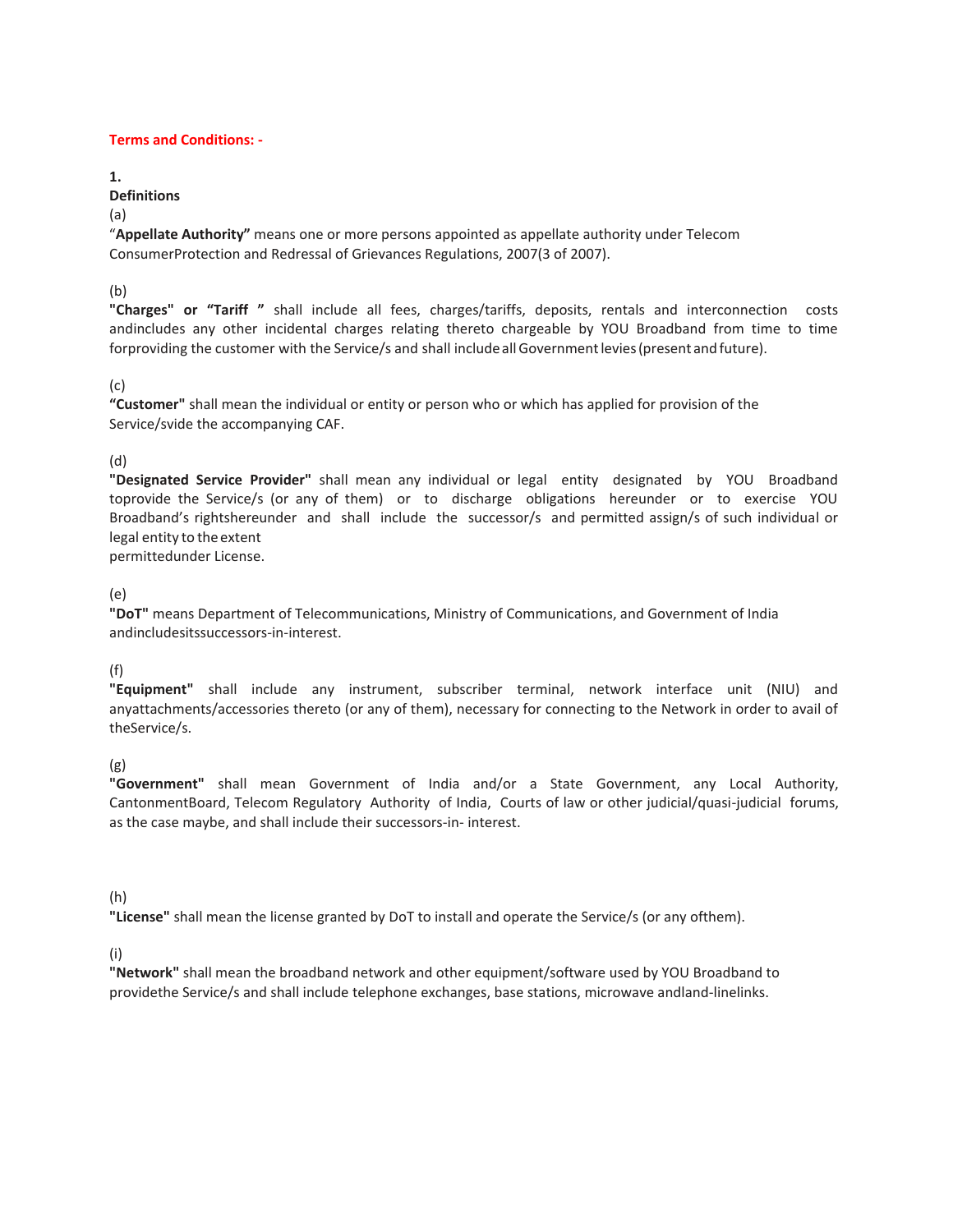**Terms and Conditions: -**

**1.**
**Definitions**

(a)
"**Appellate Authority"** means one or more persons appointed as appellate authority under Telecom ConsumerProtection and Redressal of Grievances Regulations, 2007(3 of 2007).

(b)
**"Charges" or "Tariff "** shall include all fees, charges/tariffs, deposits, rentals and interconnection costs andincludes any other incidental charges relating thereto chargeable by YOU Broadband from time to time forproviding the customer with the Service/s and shall include all Government levies (present and future).

(c)
**"Customer"** shall mean the individual or entity or person who or which has applied for provision of the Service/svide the accompanying CAF.

(d)
**"Designated Service Provider"** shall mean any individual or legal entity designated by YOU Broadband toprovide the Service/s (or any of them) or to discharge obligations hereunder or to exercise YOU Broadband's rightshereunder and shall include the successor/s and permitted assign/s of such individual or legal entity to the extent permittedunder License.

(e)
**"DoT"** means Department of Telecommunications, Ministry of Communications, and Government of India andincludesitssuccessors-in-interest.

(f)
**"Equipment"** shall include any instrument, subscriber terminal, network interface unit (NIU) and anyattachments/accessories thereto (or any of them), necessary for connecting to the Network in order to avail of theService/s.

(g)
**"Government"** shall mean Government of India and/or a State Government, any Local Authority, CantonmentBoard, Telecom Regulatory Authority of India, Courts of law or other judicial/quasi-judicial forums, as the case maybe, and shall include their successors-in- interest.

(h)
**"License"** shall mean the license granted by DoT to install and operate the Service/s (or any ofthem).

(i)
**"Network"** shall mean the broadband network and other equipment/software used by YOU Broadband to providethe Service/s and shall include telephone exchanges, base stations, microwave andland-linelinks.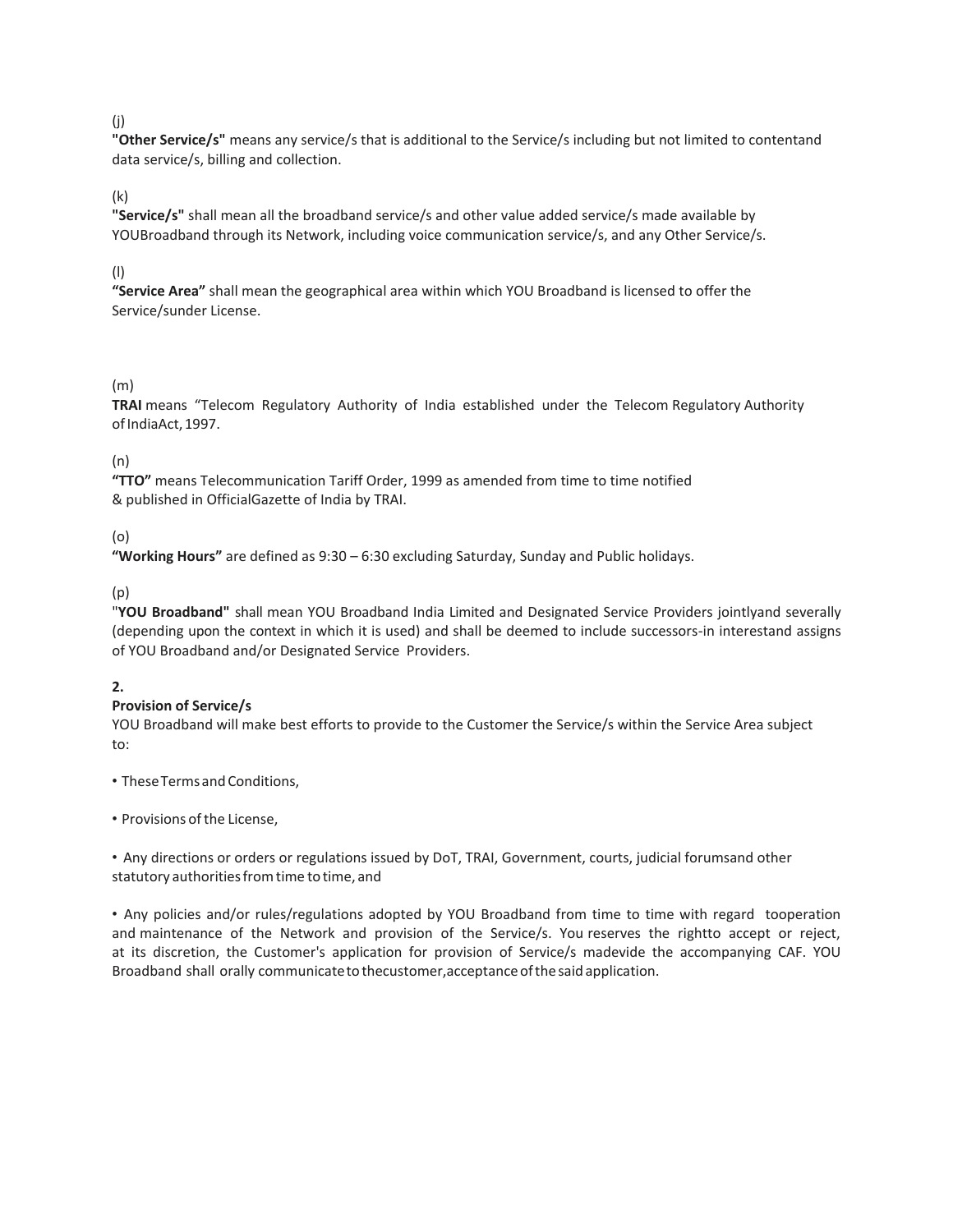(j)
**"Other Service/s"** means any service/s that is additional to the Service/s including but not limited to contentand data service/s, billing and collection.

(k)
**"Service/s"** shall mean all the broadband service/s and other value added service/s made available by YOUBroadband through its Network, including voice communication service/s, and any Other Service/s.

(l)
**"Service Area"** shall mean the geographical area within which YOU Broadband is licensed to offer the Service/sunder License.

(m)
**TRAI** means "Telecom Regulatory Authority of India established under the Telecom Regulatory Authority of IndiaAct, 1997.

(n)
**"TTO"** means Telecommunication Tariff Order, 1999 as amended from time to time notified & published in OfficialGazette of India by TRAI.

(o)
**"Working Hours"** are defined as 9:30 – 6:30 excluding Saturday, Sunday and Public holidays.

(p)
"**YOU Broadband"** shall mean YOU Broadband India Limited and Designated Service Providers jointlyand severally (depending upon the context in which it is used) and shall be deemed to include successors-in interestand assigns of YOU Broadband and/or Designated Service Providers.

**2.**
**Provision of Service/s**
YOU Broadband will make best efforts to provide to the Customer the Service/s within the Service Area subject to:

- These Terms and Conditions,
- Provisions of the License,
- Any directions or orders or regulations issued by DoT, TRAI, Government, courts, judicial forumsand other statutory authorities from time to time, and
- Any policies and/or rules/regulations adopted by YOU Broadband from time to time with regard tooperation and maintenance of the Network and provision of the Service/s. You reserves the rightto accept or reject, at its discretion, the Customer's application for provision of Service/s madevide the accompanying CAF. YOU Broadband shall orally communicate to thecustomer,acceptance of the said application.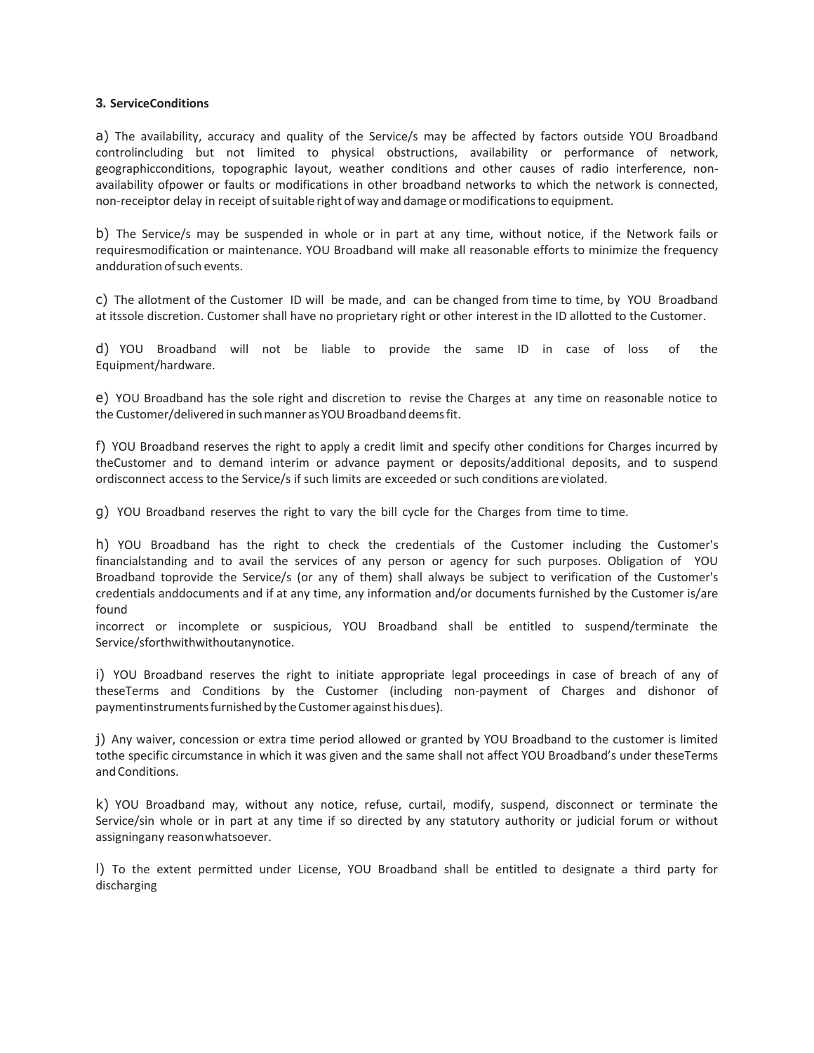### 3. ServiceConditions

a) The availability, accuracy and quality of the Service/s may be affected by factors outside YOU Broadband controlincluding but not limited to physical obstructions, availability or performance of network, geographicconditions, topographic layout, weather conditions and other causes of radio interference, non-availability ofpower or faults or modifications in other broadband networks to which the network is connected, non-receiptor delay in receipt ofsuitable right ofway and damage ormodifications to equipment.

b) The Service/s may be suspended in whole or in part at any time, without notice, if the Network fails or requiresmodification or maintenance. YOU Broadband will make all reasonable efforts to minimize the frequency andduration ofsuch events.

c) The allotment of the Customer ID will be made, and can be changed from time to time, by YOU Broadband at itssole discretion. Customer shall have no proprietary right or other interest in the ID allotted to the Customer.

d) YOU Broadband will not be liable to provide the same ID in case of loss of the Equipment/hardware.

e) YOU Broadband has the sole right and discretion to revise the Charges at any time on reasonable notice to the Customer/delivered in suchmanner asYOU Broadband deemsfit.

f) YOU Broadband reserves the right to apply a credit limit and specify other conditions for Charges incurred by theCustomer and to demand interim or advance payment or deposits/additional deposits, and to suspend ordisconnect access to the Service/s if such limits are exceeded or such conditions are violated.

g) YOU Broadband reserves the right to vary the bill cycle for the Charges from time to time.

h) YOU Broadband has the right to check the credentials of the Customer including the Customer's financialstanding and to avail the services of any person or agency for such purposes. Obligation of YOU Broadband toprovide the Service/s (or any of them) shall always be subject to verification of the Customer's credentials anddocuments and if at any time, any information and/or documents furnished by the Customer is/are found
incorrect or incomplete or suspicious, YOU Broadband shall be entitled to suspend/terminate the Service/sforthwithwithoutanynotice.

i) YOU Broadband reserves the right to initiate appropriate legal proceedings in case of breach of any of theseTerms and Conditions by the Customer (including non-payment of Charges and dishonor of paymentinstrumentsfurnished by theCustomer against his dues).

j) Any waiver, concession or extra time period allowed or granted by YOU Broadband to the customer is limited tothe specific circumstance in which it was given and the same shall not affect YOU Broadband's under theseTerms and Conditions.

k) YOU Broadband may, without any notice, refuse, curtail, modify, suspend, disconnect or terminate the Service/sin whole or in part at any time if so directed by any statutory authority or judicial forum or without assigningany reasonwhatsoever.

l) To the extent permitted under License, YOU Broadband shall be entitled to designate a third party for discharging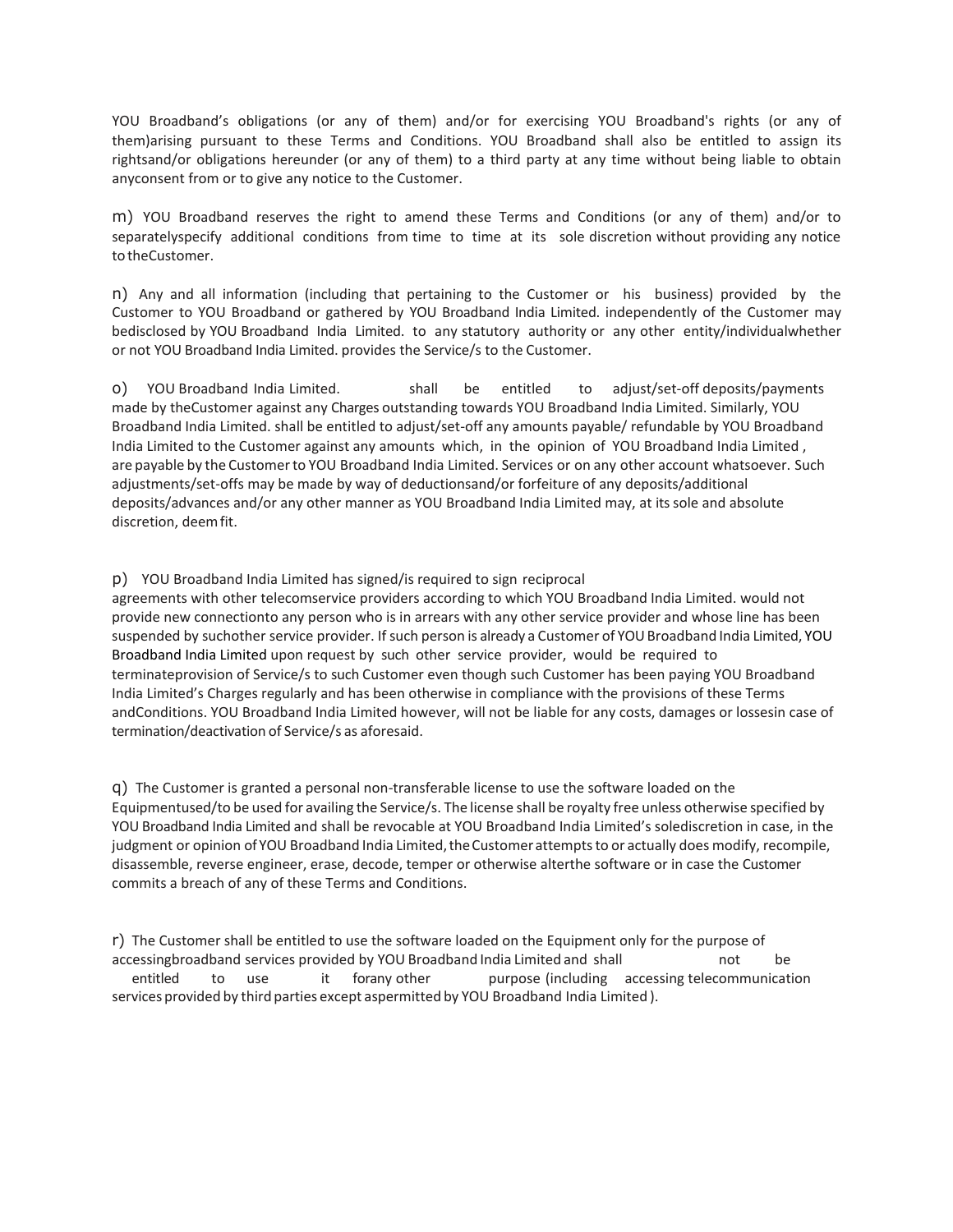YOU Broadband's obligations (or any of them) and/or for exercising YOU Broadband's rights (or any of them)arising pursuant to these Terms and Conditions. YOU Broadband shall also be entitled to assign its rightsand/or obligations hereunder (or any of them) to a third party at any time without being liable to obtain anyconsent from or to give any notice to the Customer.

m) YOU Broadband reserves the right to amend these Terms and Conditions (or any of them) and/or to separatelyspecify additional conditions from time to time at its sole discretion without providing any notice to theCustomer.

n) Any and all information (including that pertaining to the Customer or his business) provided by the Customer to YOU Broadband or gathered by YOU Broadband India Limited. independently of the Customer may bedisclosed by YOU Broadband India Limited. to any statutory authority or any other entity/individualwhether or not YOU Broadband India Limited. provides the Service/s to the Customer.

o) YOU Broadband India Limited. shall be entitled to adjust/set-off deposits/payments made by theCustomer against any Charges outstanding towards YOU Broadband India Limited. Similarly, YOU Broadband India Limited. shall be entitled to adjust/set-off any amounts payable/ refundable by YOU Broadband India Limited to the Customer against any amounts which, in the opinion of YOU Broadband India Limited , are payable by the Customer to YOU Broadband India Limited. Services or on any other account whatsoever. Such adjustments/set-offs may be made by way of deductionsand/or forfeiture of any deposits/additional deposits/advances and/or any other manner as YOU Broadband India Limited may, at its sole and absolute discretion, deem fit.

p) YOU Broadband India Limited has signed/is required to sign reciprocal agreements with other telecomservice providers according to which YOU Broadband India Limited. would not provide new connectionto any person who is in arrears with any other service provider and whose line has been suspended by suchother service provider. If such person is already a Customer of YOU Broadband India Limited, YOU Broadband India Limited upon request by such other service provider, would be required to terminateprovision of Service/s to such Customer even though such Customer has been paying YOU Broadband India Limited's Charges regularly and has been otherwise in compliance with the provisions of these Terms andConditions. YOU Broadband India Limited however, will not be liable for any costs, damages or lossesin case of termination/deactivation of Service/s as aforesaid.

q) The Customer is granted a personal non-transferable license to use the software loaded on the Equipmentused/to be used for availing the Service/s. The license shall be royalty free unless otherwise specified by YOU Broadband India Limited and shall be revocable at YOU Broadband India Limited's solediscretion in case, in the judgment or opinion of YOU Broadband India Limited, the Customer attempts to or actually does modify, recompile, disassemble, reverse engineer, erase, decode, temper or otherwise alterthe software or in case the Customer commits a breach of any of these Terms and Conditions.

r) The Customer shall be entitled to use the software loaded on the Equipment only for the purpose of accessingbroadband services provided by YOU Broadband India Limited and shall not be entitled to use it forany other purpose (including accessing telecommunication services provided by third parties except aspermitted by YOU Broadband India Limited ).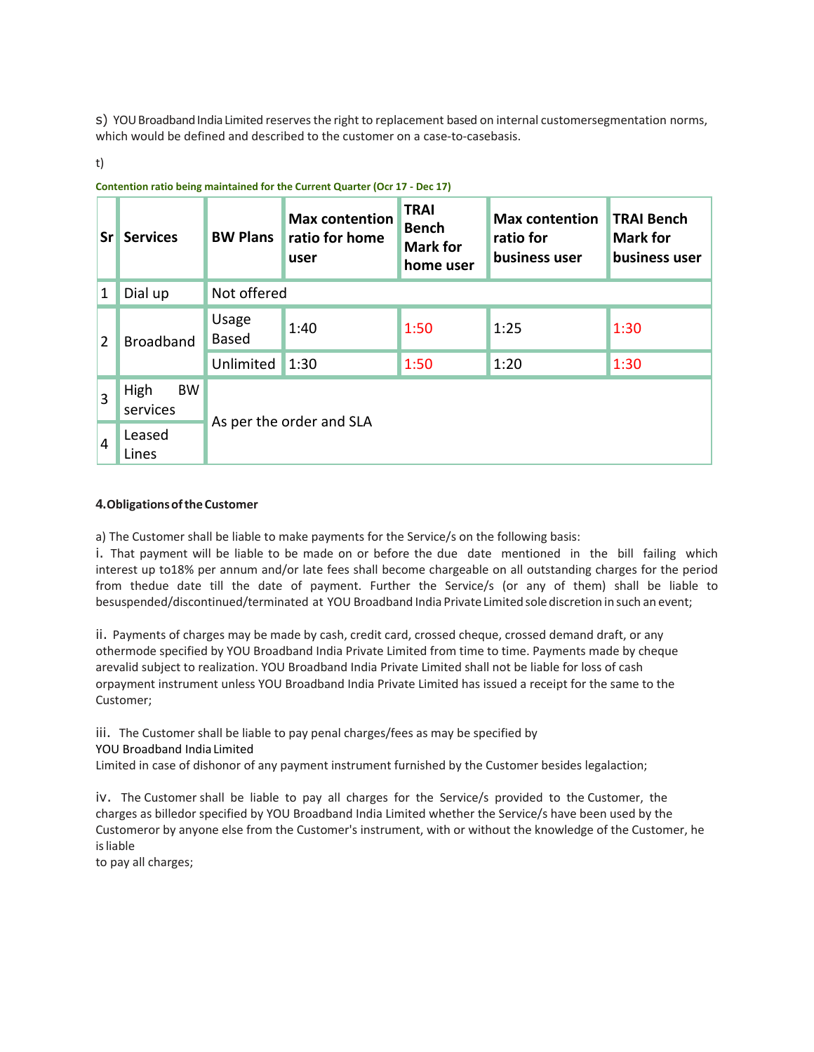s) YOU Broadband India Limited reserves the right to replacement based on internal customersegmentation norms, which would be defined and described to the customer on a case-to-casebasis.

t)

**Contention ratio being maintained for the Current Quarter (Ocr 17 - Dec 17)**

| Sr | Services | BW Plans | Max contention ratio for home user | TRAI Bench Mark for home user | Max contention ratio for business user | TRAI Bench Mark for business user |
|---|---|---|---|---|---|---|
| 1 | Dial up | Not offered | | | | |
| 2 | Broadband | Usage Based | 1:40 | 1:50 | 1:25 | 1:30 |
| | | Unlimited | 1:30 | 1:50 | 1:20 | 1:30 |
| 3 | High BW services | As per the order and SLA | | | | |
| 4 | Leased Lines | | | | | |

**4.Obligations of the Customer**

a) The Customer shall be liable to make payments for the Service/s on the following basis:

i. That payment will be liable to be made on or before the due date mentioned in the bill failing which interest up to18% per annum and/or late fees shall become chargeable on all outstanding charges for the period from thedue date till the date of payment. Further the Service/s (or any of them) shall be liable to besuspended/discontinued/terminated at YOU Broadband India Private Limited sole discretion in such an event;

ii. Payments of charges may be made by cash, credit card, crossed cheque, crossed demand draft, or any othermode specified by YOU Broadband India Private Limited from time to time. Payments made by cheque arevalid subject to realization. YOU Broadband India Private Limited shall not be liable for loss of cash orpayment instrument unless YOU Broadband India Private Limited has issued a receipt for the same to the Customer;

iii. The Customer shall be liable to pay penal charges/fees as may be specified by YOU Broadband India Limited Limited in case of dishonor of any payment instrument furnished by the Customer besides legalaction;

iv. The Customer shall be liable to pay all charges for the Service/s provided to the Customer, the charges as billedor specified by YOU Broadband India Limited whether the Service/s have been used by the Customeror by anyone else from the Customer's instrument, with or without the knowledge of the Customer, he is liable to pay all charges;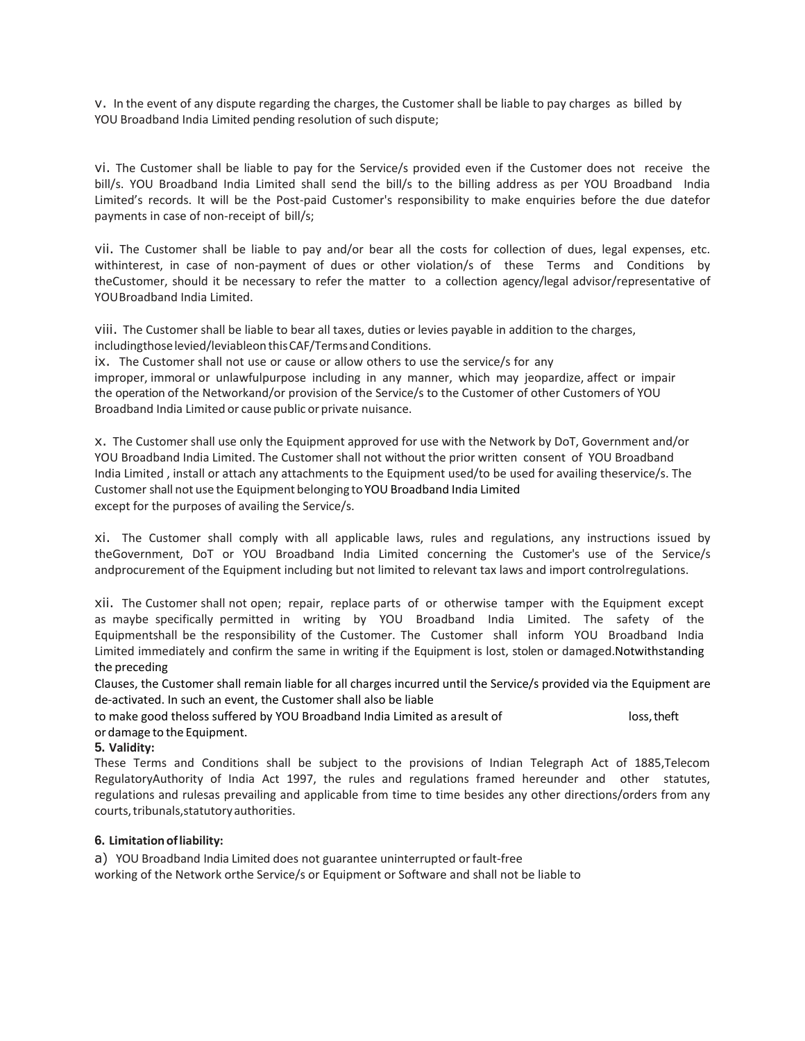v. In the event of any dispute regarding the charges, the Customer shall be liable to pay charges as billed by YOU Broadband India Limited pending resolution of such dispute;

vi. The Customer shall be liable to pay for the Service/s provided even if the Customer does not receive the bill/s. YOU Broadband India Limited shall send the bill/s to the billing address as per YOU Broadband India Limited's records. It will be the Post-paid Customer's responsibility to make enquiries before the due datefor payments in case of non-receipt of bill/s;

vii. The Customer shall be liable to pay and/or bear all the costs for collection of dues, legal expenses, etc. withinterest, in case of non-payment of dues or other violation/s of these Terms and Conditions by theCustomer, should it be necessary to refer the matter to a collection agency/legal advisor/representative of YOUBroadband India Limited.

viii. The Customer shall be liable to bear all taxes, duties or levies payable in addition to the charges, includingthose levied/leviableon this CAF/Terms and Conditions.

ix. The Customer shall not use or cause or allow others to use the service/s for any improper, immoral or unlawfulpurpose including in any manner, which may jeopardize, affect or impair the operation of the Networkand/or provision of the Service/s to the Customer of other Customers of YOU Broadband India Limited or cause public or private nuisance.

x. The Customer shall use only the Equipment approved for use with the Network by DoT, Government and/or YOU Broadband India Limited. The Customer shall not without the prior written consent of YOU Broadband India Limited , install or attach any attachments to the Equipment used/to be used for availing theservice/s. The Customer shall not use the Equipment belonging to YOU Broadband India Limited except for the purposes of availing the Service/s.

xi. The Customer shall comply with all applicable laws, rules and regulations, any instructions issued by theGovernment, DoT or YOU Broadband India Limited concerning the Customer's use of the Service/s andprocurement of the Equipment including but not limited to relevant tax laws and import controlregulations.

xii. The Customer shall not open; repair, replace parts of or otherwise tamper with the Equipment except as maybe specifically permitted in writing by YOU Broadband India Limited. The safety of the Equipmentshall be the responsibility of the Customer. The Customer shall inform YOU Broadband India Limited immediately and confirm the same in writing if the Equipment is lost, stolen or damaged.Notwithstanding the preceding Clauses, the Customer shall remain liable for all charges incurred until the Service/s provided via the Equipment are de-activated. In such an event, the Customer shall also be liable to make good theloss suffered by YOU Broadband India Limited as aresult of loss, theft or damage to the Equipment.

**5. Validity:**

These Terms and Conditions shall be subject to the provisions of Indian Telegraph Act of 1885,Telecom RegulatoryAuthority of India Act 1997, the rules and regulations framed hereunder and other statutes, regulations and rulesas prevailing and applicable from time to time besides any other directions/orders from any courts, tribunals, statutory authorities.

**6. Limitation of liability:**

a) YOU Broadband India Limited does not guarantee uninterrupted or fault-free working of the Network orthe Service/s or Equipment or Software and shall not be liable to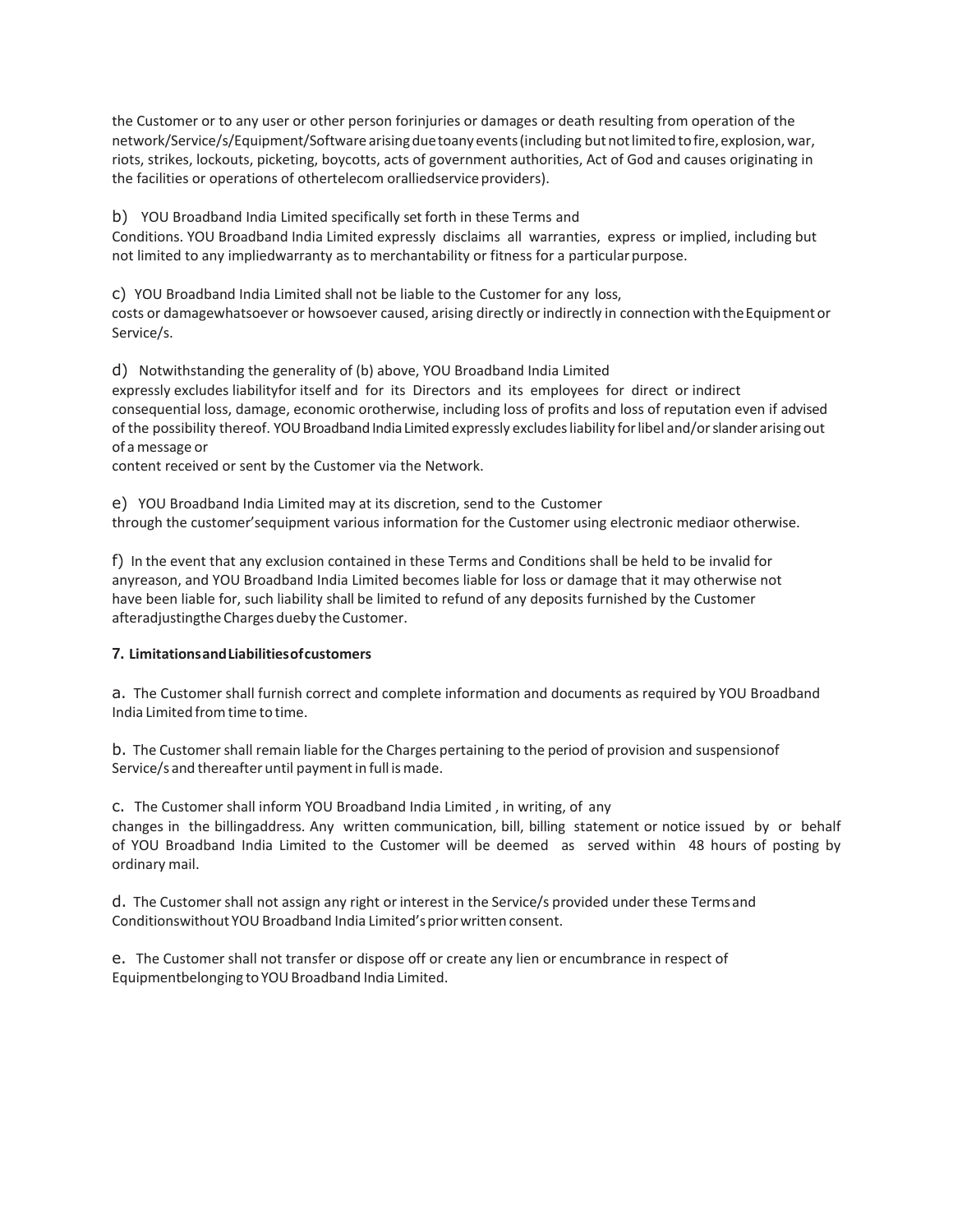the Customer or to any user or other person forinjuries or damages or death resulting from operation of the network/Service/s/Equipment/Software arising duetoany events (including but not limited to fire, explosion, war, riots, strikes, lockouts, picketing, boycotts, acts of government authorities, Act of God and causes originating in the facilities or operations of othertelecom oralliedservice providers).

b) YOU Broadband India Limited specifically set forth in these Terms and Conditions. YOU Broadband India Limited expressly disclaims all warranties, express or implied, including but not limited to any impliedwarranty as to merchantability or fitness for a particular purpose.

c) YOU Broadband India Limited shall not be liable to the Customer for any loss, costs or damagewhatsoever or howsoever caused, arising directly or indirectly in connection with the Equipment or Service/s.

d) Notwithstanding the generality of (b) above, YOU Broadband India Limited expressly excludes liabilityfor itself and for its Directors and its employees for direct or indirect consequential loss, damage, economic orotherwise, including loss of profits and loss of reputation even if advised of the possibility thereof. YOU Broadband India Limited expressly excludes liability for libel and/or slander arising out of a message or content received or sent by the Customer via the Network.

e) YOU Broadband India Limited may at its discretion, send to the Customer through the customer'sequipment various information for the Customer using electronic mediaor otherwise.

f) In the event that any exclusion contained in these Terms and Conditions shall be held to be invalid for anyreason, and YOU Broadband India Limited becomes liable for loss or damage that it may otherwise not have been liable for, such liability shall be limited to refund of any deposits furnished by the Customer afteradjustingthe Charges dueby the Customer.

**7. LimitationsandLiabilitiesofcustomers**

a. The Customer shall furnish correct and complete information and documents as required by YOU Broadband India Limited from time to time.

b. The Customer shall remain liable for the Charges pertaining to the period of provision and suspensionof Service/s and thereafter until payment in full is made.

c. The Customer shall inform YOU Broadband India Limited , in writing, of any changes in the billingaddress. Any written communication, bill, billing statement or notice issued by or behalf of YOU Broadband India Limited to the Customer will be deemed as served within 48 hours of posting by ordinary mail.

d. The Customer shall not assign any right or interest in the Service/s provided under these Terms and Conditionswithout YOU Broadband India Limited's prior written consent.

e. The Customer shall not transfer or dispose off or create any lien or encumbrance in respect of Equipmentbelonging to YOU Broadband India Limited.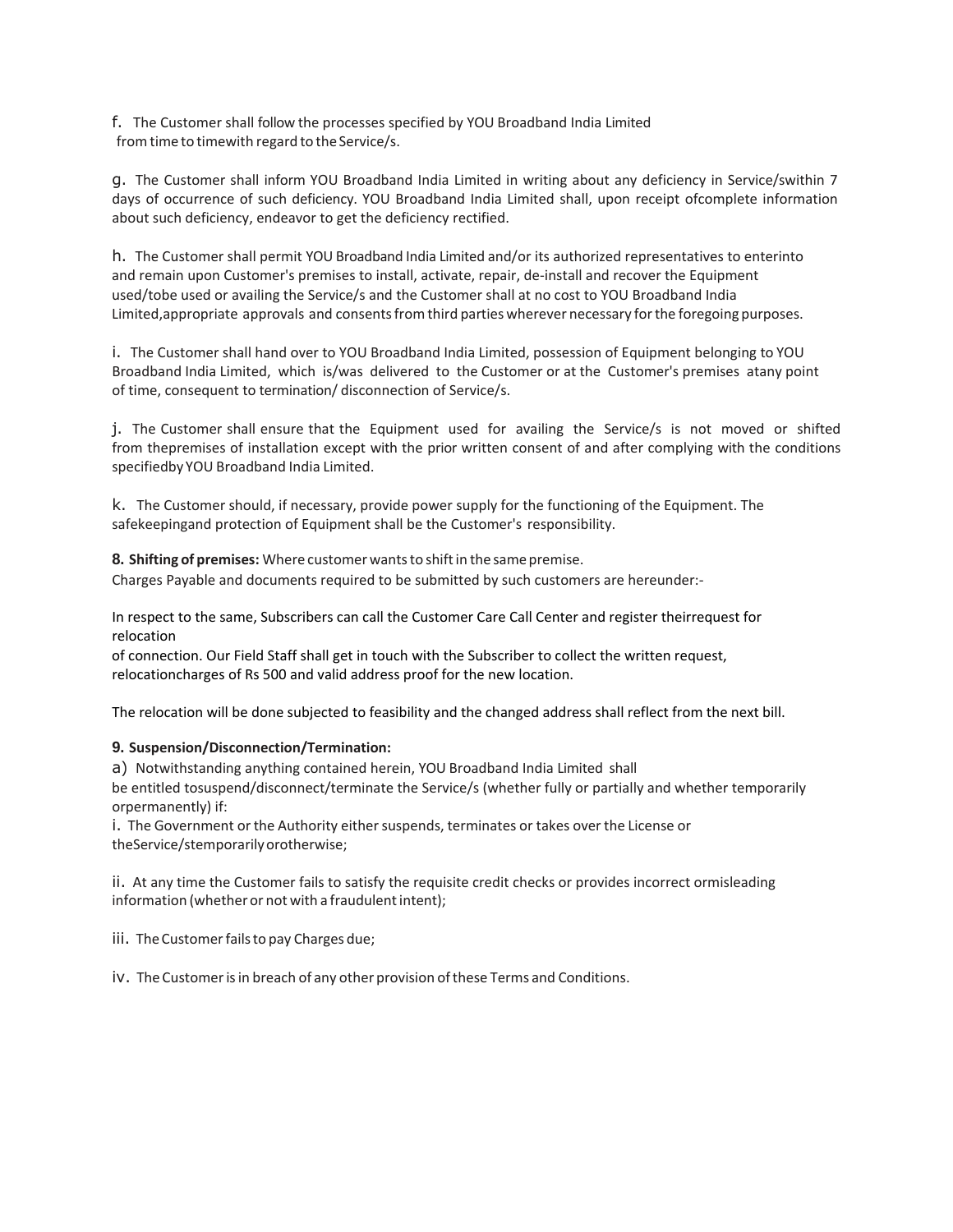f. The Customer shall follow the processes specified by YOU Broadband India Limited from time to timewith regard to the Service/s.

g. The Customer shall inform YOU Broadband India Limited in writing about any deficiency in Service/swithin 7 days of occurrence of such deficiency. YOU Broadband India Limited shall, upon receipt ofcomplete information about such deficiency, endeavor to get the deficiency rectified.

h. The Customer shall permit YOU Broadband India Limited and/or its authorized representatives to enterinto and remain upon Customer's premises to install, activate, repair, de-install and recover the Equipment used/tobe used or availing the Service/s and the Customer shall at no cost to YOU Broadband India Limited,appropriate approvals and consents from third parties wherever necessary for the foregoing purposes.

i. The Customer shall hand over to YOU Broadband India Limited, possession of Equipment belonging to YOU Broadband India Limited, which is/was delivered to the Customer or at the Customer's premises atany point of time, consequent to termination/ disconnection of Service/s.

j. The Customer shall ensure that the Equipment used for availing the Service/s is not moved or shifted from thepremises of installation except with the prior written consent of and after complying with the conditions specifiedby YOU Broadband India Limited.

k. The Customer should, if necessary, provide power supply for the functioning of the Equipment. The safekeepingand protection of Equipment shall be the Customer's responsibility.

**8. Shifting of premises:** Where customer wants to shift in the same premise.
Charges Payable and documents required to be submitted by such customers are hereunder:-

In respect to the same, Subscribers can call the Customer Care Call Center and register theirrequest for relocation
of connection. Our Field Staff shall get in touch with the Subscriber to collect the written request, relocationcharges of Rs 500 and valid address proof for the new location.

The relocation will be done subjected to feasibility and the changed address shall reflect from the next bill.

**9. Suspension/Disconnection/Termination:**

a) Notwithstanding anything contained herein, YOU Broadband India Limited shall be entitled tosuspend/disconnect/terminate the Service/s (whether fully or partially and whether temporarily orpermanently) if:

i. The Government or the Authority either suspends, terminates or takes over the License or theService/stemporarily orotherwise;

ii. At any time the Customer fails to satisfy the requisite credit checks or provides incorrect ormisleading information (whether or not with a fraudulent intent);

iii. The Customer fails to pay Charges due;

iv. The Customer is in breach of any other provision of these Terms and Conditions.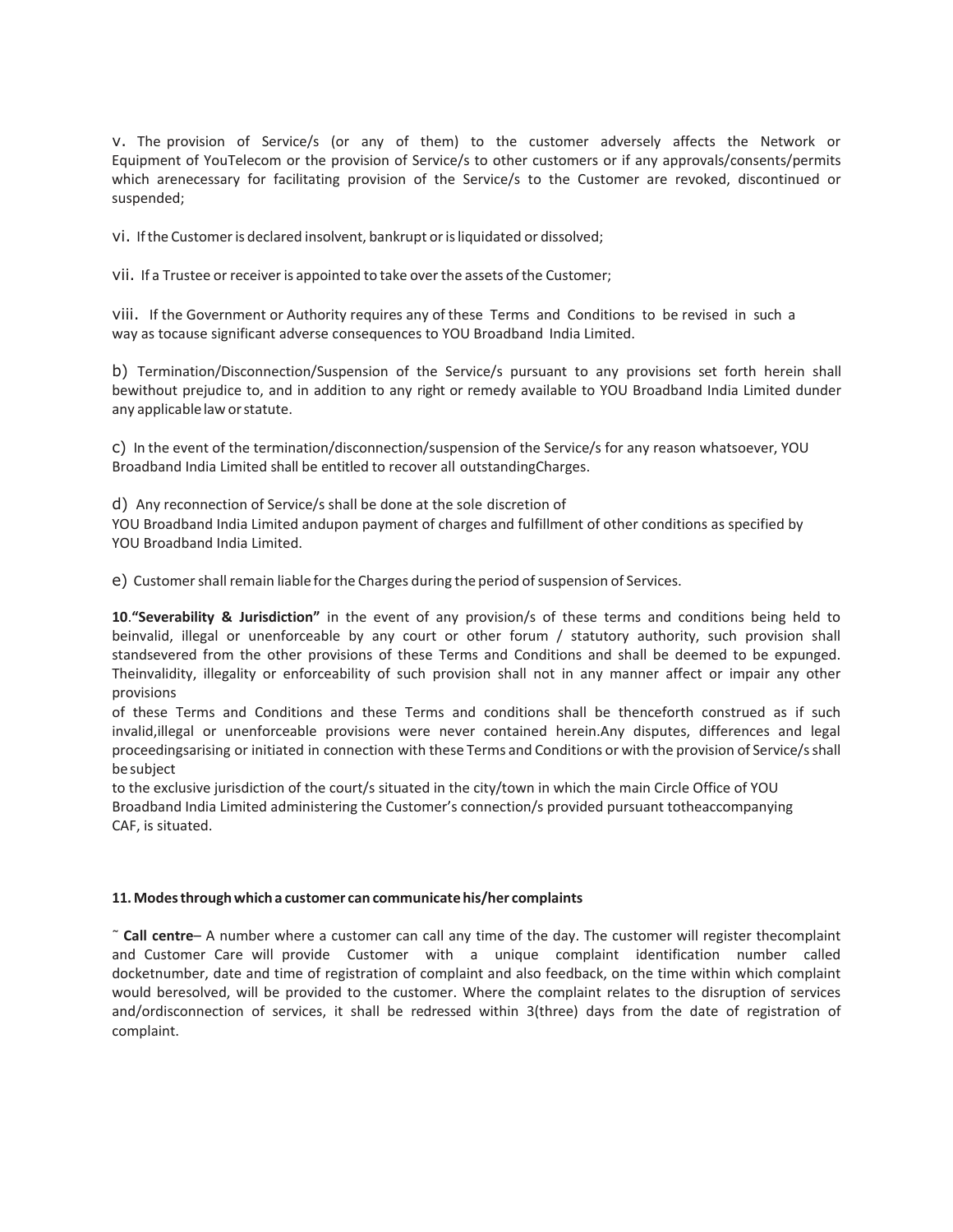v. The provision of Service/s (or any of them) to the customer adversely affects the Network or Equipment of YouTelecom or the provision of Service/s to other customers or if any approvals/consents/permits which arenecessary for facilitating provision of the Service/s to the Customer are revoked, discontinued or suspended;

vi. If the Customer is declared insolvent, bankrupt or is liquidated or dissolved;

vii. If a Trustee or receiver is appointed to take over the assets of the Customer;

viii. If the Government or Authority requires any of these Terms and Conditions to be revised in such a way as tocause significant adverse consequences to YOU Broadband India Limited.

b) Termination/Disconnection/Suspension of the Service/s pursuant to any provisions set forth herein shall bewithout prejudice to, and in addition to any right or remedy available to YOU Broadband India Limited dunder any applicable law or statute.

c) In the event of the termination/disconnection/suspension of the Service/s for any reason whatsoever, YOU Broadband India Limited shall be entitled to recover all outstandingCharges.

d) Any reconnection of Service/s shall be done at the sole discretion of
YOU Broadband India Limited andupon payment of charges and fulfillment of other conditions as specified by YOU Broadband India Limited.

e) Customer shall remain liable for the Charges during the period of suspension of Services.

**10**.**"Severability & Jurisdiction"** in the event of any provision/s of these terms and conditions being held to beinvalid, illegal or unenforceable by any court or other forum / statutory authority, such provision shall standsevered from the other provisions of these Terms and Conditions and shall be deemed to be expunged. Theinvalidity, illegality or enforceability of such provision shall not in any manner affect or impair any other provisions
of these Terms and Conditions and these Terms and conditions shall be thenceforth construed as if such invalid,illegal or unenforceable provisions were never contained herein.Any disputes, differences and legal proceedingsarising or initiated in connection with these Terms and Conditions or with the provision of Service/s shall be subject
to the exclusive jurisdiction of the court/s situated in the city/town in which the main Circle Office of YOU Broadband India Limited administering the Customer's connection/s provided pursuant totheaccompanying CAF, is situated.

**11. Modes through which a customer can communicate his/her complaints**

˜ **Call centre**– A number where a customer can call any time of the day. The customer will register thecomplaint and Customer Care will provide Customer with a unique complaint identification number called docketnumber, date and time of registration of complaint and also feedback, on the time within which complaint would beresolved, will be provided to the customer. Where the complaint relates to the disruption of services and/ordisconnection of services, it shall be redressed within 3(three) days from the date of registration of complaint.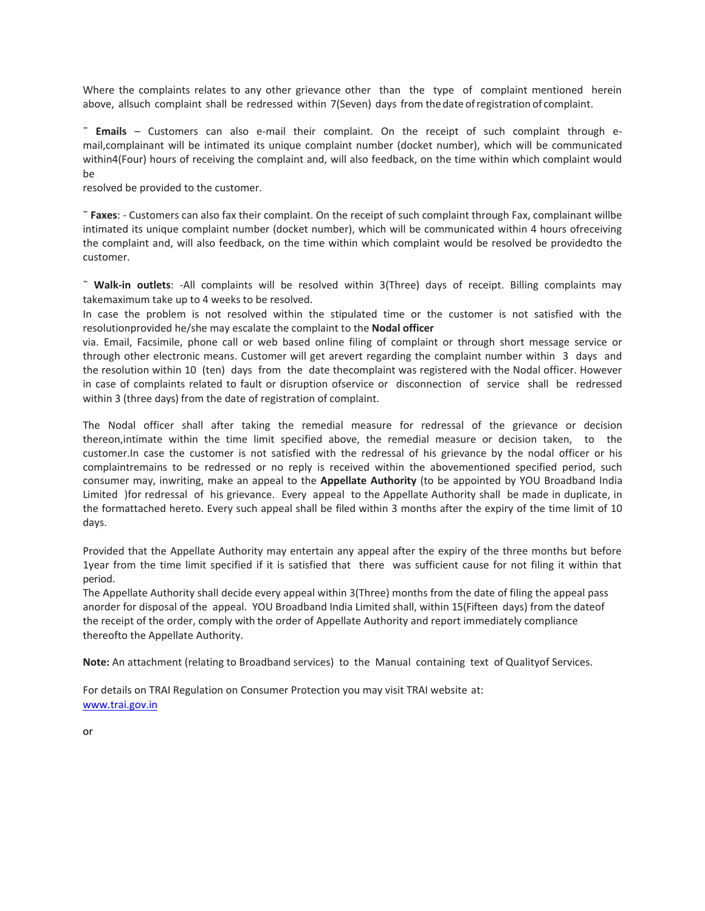Where the complaints relates to any other grievance other than the type of complaint mentioned herein above, allsuch complaint shall be redressed within 7(Seven) days from the date of registration of complaint.

˜ **Emails** – Customers can also e-mail their complaint. On the receipt of such complaint through e-mail,complainant will be intimated its unique complaint number (docket number), which will be communicated within4(Four) hours of receiving the complaint and, will also feedback, on the time within which complaint would be
resolved be provided to the customer.

˜ **Faxes**: - Customers can also fax their complaint. On the receipt of such complaint through Fax, complainant willbe intimated its unique complaint number (docket number), which will be communicated within 4 hours ofreceiving the complaint and, will also feedback, on the time within which complaint would be resolved be providedto the customer.

˜ **Walk-in outlets**: -All complaints will be resolved within 3(Three) days of receipt. Billing complaints may takemaximum take up to 4 weeks to be resolved.
In case the problem is not resolved within the stipulated time or the customer is not satisfied with the resolutionprovided he/she may escalate the complaint to the **Nodal officer**
via. Email, Facsimile, phone call or web based online filing of complaint or through short message service or through other electronic means. Customer will get arevert regarding the complaint number within 3 days and the resolution within 10 (ten) days from the date thecomplaint was registered with the Nodal officer. However in case of complaints related to fault or disruption ofservice or disconnection of service shall be redressed within 3 (three days) from the date of registration of complaint.

The Nodal officer shall after taking the remedial measure for redressal of the grievance or decision thereon,intimate within the time limit specified above, the remedial measure or decision taken, to the customer.In case the customer is not satisfied with the redressal of his grievance by the nodal officer or his complaintremains to be redressed or no reply is received within the abovementioned specified period, such consumer may, inwriting, make an appeal to the **Appellate Authority** (to be appointed by YOU Broadband India Limited )for redressal of his grievance. Every appeal to the Appellate Authority shall be made in duplicate, in the formattached hereto. Every such appeal shall be filed within 3 months after the expiry of the time limit of 10 days.

Provided that the Appellate Authority may entertain any appeal after the expiry of the three months but before 1year from the time limit specified if it is satisfied that there was sufficient cause for not filing it within that period.
The Appellate Authority shall decide every appeal within 3(Three) months from the date of filing the appeal pass anorder for disposal of the appeal. YOU Broadband India Limited shall, within 15(Fifteen days) from the dateof the receipt of the order, comply with the order of Appellate Authority and report immediately compliance thereofto the Appellate Authority.

**Note:** An attachment (relating to Broadband services) to the Manual containing text of Qualityof Services.

For details on TRAI Regulation on Consumer Protection you may visit TRAI website at:
www.trai.gov.in

or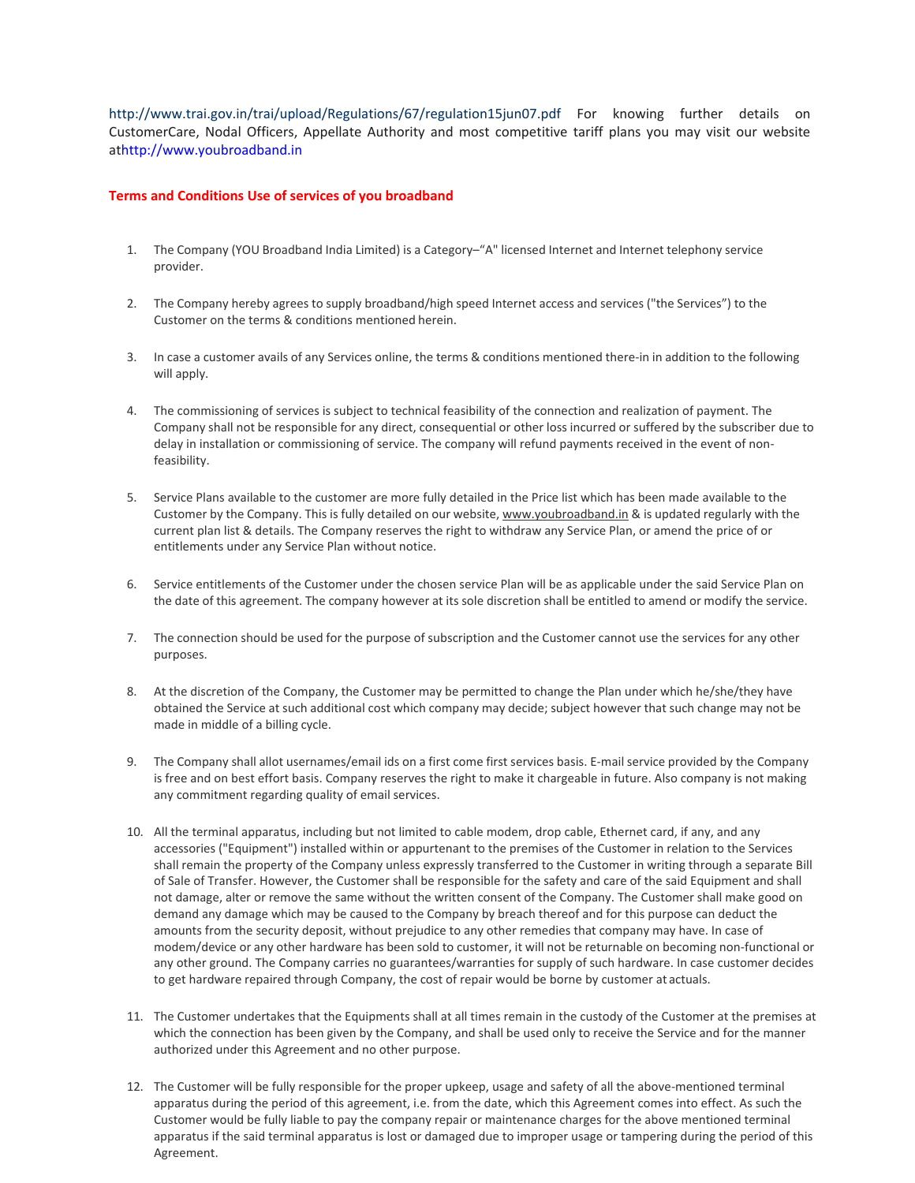http://www.trai.gov.in/trai/upload/Regulations/67/regulation15jun07.pdf For knowing further details on CustomerCare, Nodal Officers, Appellate Authority and most competitive tariff plans you may visit our website athttp://www.youbroadband.in

**Terms and Conditions Use of services of you broadband**

1. The Company (YOU Broadband India Limited) is a Category–"A" licensed Internet and Internet telephony service provider.

2. The Company hereby agrees to supply broadband/high speed Internet access and services ("the Services") to the Customer on the terms & conditions mentioned herein.

3. In case a customer avails of any Services online, the terms & conditions mentioned there-in in addition to the following will apply.

4. The commissioning of services is subject to technical feasibility of the connection and realization of payment. The Company shall not be responsible for any direct, consequential or other loss incurred or suffered by the subscriber due to delay in installation or commissioning of service. The company will refund payments received in the event of non-feasibility.

5. Service Plans available to the customer are more fully detailed in the Price list which has been made available to the Customer by the Company. This is fully detailed on our website, www.youbroadband.in & is updated regularly with the current plan list & details. The Company reserves the right to withdraw any Service Plan, or amend the price of or entitlements under any Service Plan without notice.

6. Service entitlements of the Customer under the chosen service Plan will be as applicable under the said Service Plan on the date of this agreement. The company however at its sole discretion shall be entitled to amend or modify the service.

7. The connection should be used for the purpose of subscription and the Customer cannot use the services for any other purposes.

8. At the discretion of the Company, the Customer may be permitted to change the Plan under which he/she/they have obtained the Service at such additional cost which company may decide; subject however that such change may not be made in middle of a billing cycle.

9. The Company shall allot usernames/email ids on a first come first services basis. E-mail service provided by the Company is free and on best effort basis. Company reserves the right to make it chargeable in future. Also company is not making any commitment regarding quality of email services.

10. All the terminal apparatus, including but not limited to cable modem, drop cable, Ethernet card, if any, and any accessories ("Equipment") installed within or appurtenant to the premises of the Customer in relation to the Services shall remain the property of the Company unless expressly transferred to the Customer in writing through a separate Bill of Sale of Transfer. However, the Customer shall be responsible for the safety and care of the said Equipment and shall not damage, alter or remove the same without the written consent of the Company. The Customer shall make good on demand any damage which may be caused to the Company by breach thereof and for this purpose can deduct the amounts from the security deposit, without prejudice to any other remedies that company may have. In case of modem/device or any other hardware has been sold to customer, it will not be returnable on becoming non-functional or any other ground. The Company carries no guarantees/warranties for supply of such hardware. In case customer decides to get hardware repaired through Company, the cost of repair would be borne by customer at actuals.

11. The Customer undertakes that the Equipments shall at all times remain in the custody of the Customer at the premises at which the connection has been given by the Company, and shall be used only to receive the Service and for the manner authorized under this Agreement and no other purpose.

12. The Customer will be fully responsible for the proper upkeep, usage and safety of all the above-mentioned terminal apparatus during the period of this agreement, i.e. from the date, which this Agreement comes into effect. As such the Customer would be fully liable to pay the company repair or maintenance charges for the above mentioned terminal apparatus if the said terminal apparatus is lost or damaged due to improper usage or tampering during the period of this Agreement.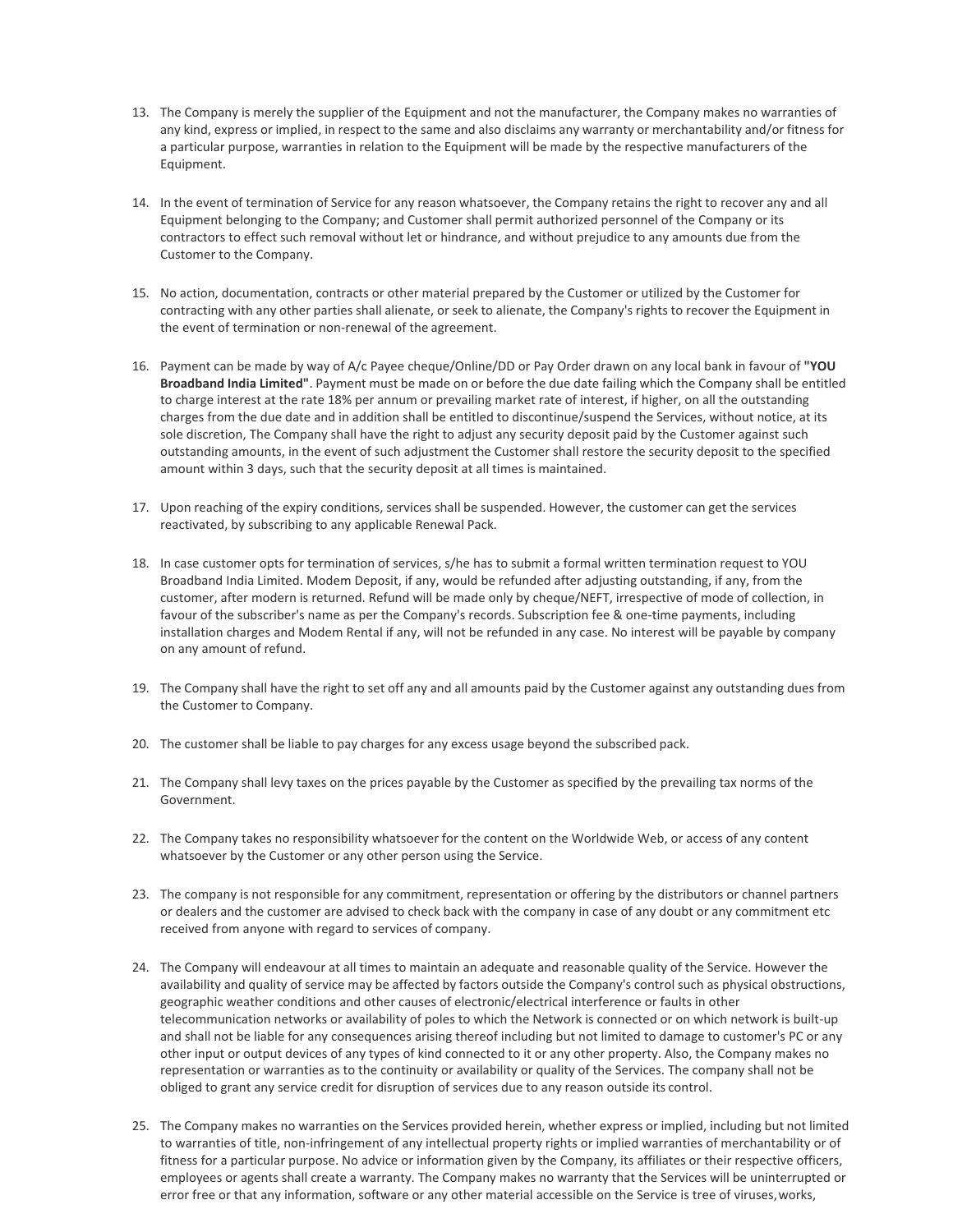13. The Company is merely the supplier of the Equipment and not the manufacturer, the Company makes no warranties of any kind, express or implied, in respect to the same and also disclaims any warranty or merchantability and/or fitness for a particular purpose, warranties in relation to the Equipment will be made by the respective manufacturers of the Equipment.

14. In the event of termination of Service for any reason whatsoever, the Company retains the right to recover any and all Equipment belonging to the Company; and Customer shall permit authorized personnel of the Company or its contractors to effect such removal without let or hindrance, and without prejudice to any amounts due from the Customer to the Company.

15. No action, documentation, contracts or other material prepared by the Customer or utilized by the Customer for contracting with any other parties shall alienate, or seek to alienate, the Company's rights to recover the Equipment in the event of termination or non-renewal of the agreement.

16. Payment can be made by way of A/c Payee cheque/Online/DD or Pay Order drawn on any local bank in favour of **"YOU Broadband India Limited"**. Payment must be made on or before the due date failing which the Company shall be entitled to charge interest at the rate 18% per annum or prevailing market rate of interest, if higher, on all the outstanding charges from the due date and in addition shall be entitled to discontinue/suspend the Services, without notice, at its sole discretion, The Company shall have the right to adjust any security deposit paid by the Customer against such outstanding amounts, in the event of such adjustment the Customer shall restore the security deposit to the specified amount within 3 days, such that the security deposit at all times is maintained.

17. Upon reaching of the expiry conditions, services shall be suspended. However, the customer can get the services reactivated, by subscribing to any applicable Renewal Pack.

18. In case customer opts for termination of services, s/he has to submit a formal written termination request to YOU Broadband India Limited. Modem Deposit, if any, would be refunded after adjusting outstanding, if any, from the customer, after modern is returned. Refund will be made only by cheque/NEFT, irrespective of mode of collection, in favour of the subscriber's name as per the Company's records. Subscription fee & one-time payments, including installation charges and Modem Rental if any, will not be refunded in any case. No interest will be payable by company on any amount of refund.

19. The Company shall have the right to set off any and all amounts paid by the Customer against any outstanding dues from the Customer to Company.

20. The customer shall be liable to pay charges for any excess usage beyond the subscribed pack.

21. The Company shall levy taxes on the prices payable by the Customer as specified by the prevailing tax norms of the Government.

22. The Company takes no responsibility whatsoever for the content on the Worldwide Web, or access of any content whatsoever by the Customer or any other person using the Service.

23. The company is not responsible for any commitment, representation or offering by the distributors or channel partners or dealers and the customer are advised to check back with the company in case of any doubt or any commitment etc received from anyone with regard to services of company.

24. The Company will endeavour at all times to maintain an adequate and reasonable quality of the Service. However the availability and quality of service may be affected by factors outside the Company's control such as physical obstructions, geographic weather conditions and other causes of electronic/electrical interference or faults in other telecommunication networks or availability of poles to which the Network is connected or on which network is built-up and shall not be liable for any consequences arising thereof including but not limited to damage to customer's PC or any other input or output devices of any types of kind connected to it or any other property. Also, the Company makes no representation or warranties as to the continuity or availability or quality of the Services. The company shall not be obliged to grant any service credit for disruption of services due to any reason outside its control.

25. The Company makes no warranties on the Services provided herein, whether express or implied, including but not limited to warranties of title, non-infringement of any intellectual property rights or implied warranties of merchantability or of fitness for a particular purpose. No advice or information given by the Company, its affiliates or their respective officers, employees or agents shall create a warranty. The Company makes no warranty that the Services will be uninterrupted or error free or that any information, software or any other material accessible on the Service is tree of viruses, works,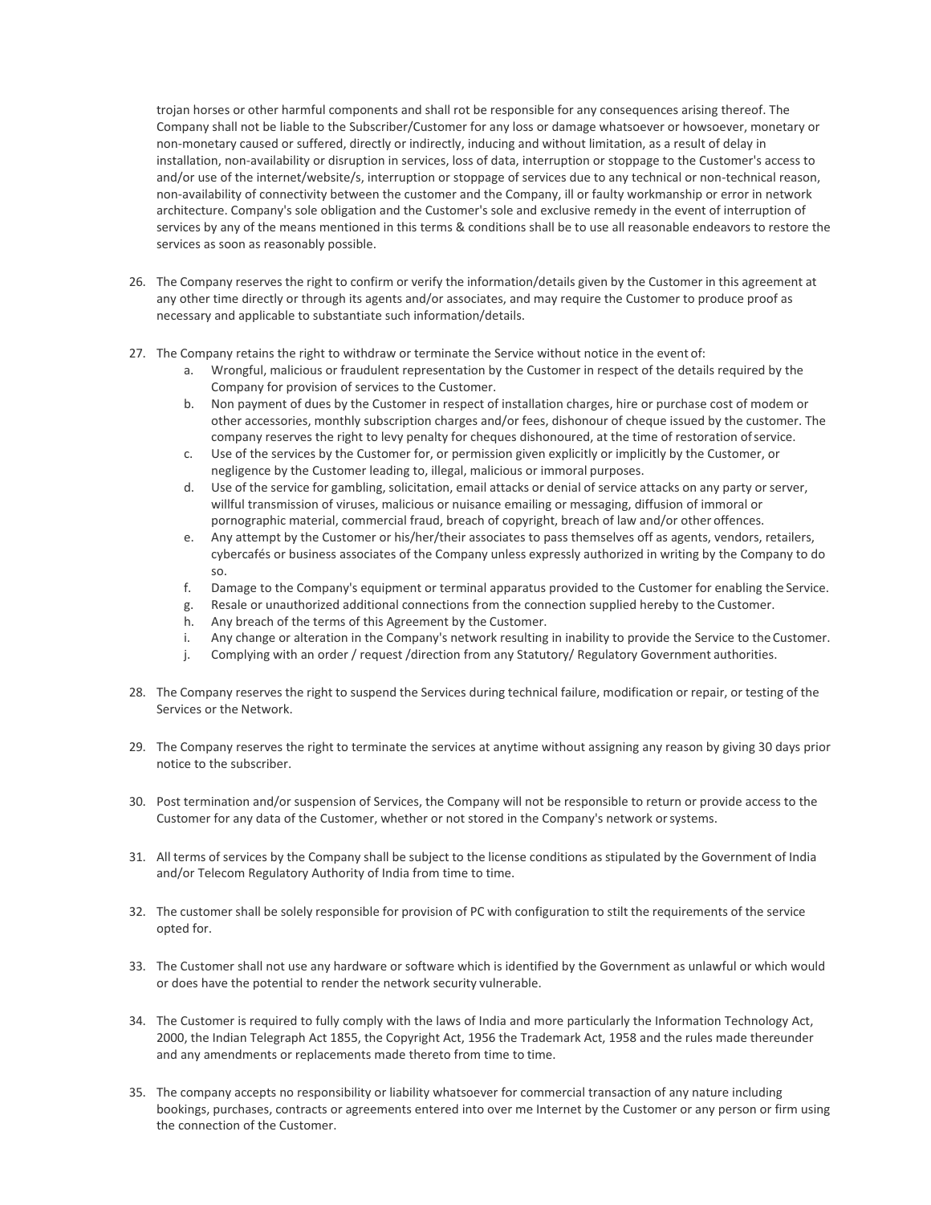trojan horses or other harmful components and shall rot be responsible for any consequences arising thereof. The Company shall not be liable to the Subscriber/Customer for any loss or damage whatsoever or howsoever, monetary or non-monetary caused or suffered, directly or indirectly, inducing and without limitation, as a result of delay in installation, non-availability or disruption in services, loss of data, interruption or stoppage to the Customer's access to and/or use of the internet/website/s, interruption or stoppage of services due to any technical or non-technical reason, non-availability of connectivity between the customer and the Company, ill or faulty workmanship or error in network architecture. Company's sole obligation and the Customer's sole and exclusive remedy in the event of interruption of services by any of the means mentioned in this terms & conditions shall be to use all reasonable endeavors to restore the services as soon as reasonably possible.

26. The Company reserves the right to confirm or verify the information/details given by the Customer in this agreement at any other time directly or through its agents and/or associates, and may require the Customer to produce proof as necessary and applicable to substantiate such information/details.

27. The Company retains the right to withdraw or terminate the Service without notice in the event of:
    a. Wrongful, malicious or fraudulent representation by the Customer in respect of the details required by the Company for provision of services to the Customer.
    b. Non payment of dues by the Customer in respect of installation charges, hire or purchase cost of modem or other accessories, monthly subscription charges and/or fees, dishonour of cheque issued by the customer. The company reserves the right to levy penalty for cheques dishonoured, at the time of restoration of service.
    c. Use of the services by the Customer for, or permission given explicitly or implicitly by the Customer, or negligence by the Customer leading to, illegal, malicious or immoral purposes.
    d. Use of the service for gambling, solicitation, email attacks or denial of service attacks on any party or server, willful transmission of viruses, malicious or nuisance emailing or messaging, diffusion of immoral or pornographic material, commercial fraud, breach of copyright, breach of law and/or other offences.
    e. Any attempt by the Customer or his/her/their associates to pass themselves off as agents, vendors, retailers, cybercafés or business associates of the Company unless expressly authorized in writing by the Company to do so.
    f. Damage to the Company's equipment or terminal apparatus provided to the Customer for enabling the Service.
    g. Resale or unauthorized additional connections from the connection supplied hereby to the Customer.
    h. Any breach of the terms of this Agreement by the Customer.
    i. Any change or alteration in the Company's network resulting in inability to provide the Service to the Customer.
    j. Complying with an order / request /direction from any Statutory/ Regulatory Government authorities.

28. The Company reserves the right to suspend the Services during technical failure, modification or repair, or testing of the Services or the Network.

29. The Company reserves the right to terminate the services at anytime without assigning any reason by giving 30 days prior notice to the subscriber.

30. Post termination and/or suspension of Services, the Company will not be responsible to return or provide access to the Customer for any data of the Customer, whether or not stored in the Company's network or systems.

31. All terms of services by the Company shall be subject to the license conditions as stipulated by the Government of India and/or Telecom Regulatory Authority of India from time to time.

32. The customer shall be solely responsible for provision of PC with configuration to stilt the requirements of the service opted for.

33. The Customer shall not use any hardware or software which is identified by the Government as unlawful or which would or does have the potential to render the network security vulnerable.

34. The Customer is required to fully comply with the laws of India and more particularly the Information Technology Act, 2000, the Indian Telegraph Act 1855, the Copyright Act, 1956 the Trademark Act, 1958 and the rules made thereunder and any amendments or replacements made thereto from time to time.

35. The company accepts no responsibility or liability whatsoever for commercial transaction of any nature including bookings, purchases, contracts or agreements entered into over me Internet by the Customer or any person or firm using the connection of the Customer.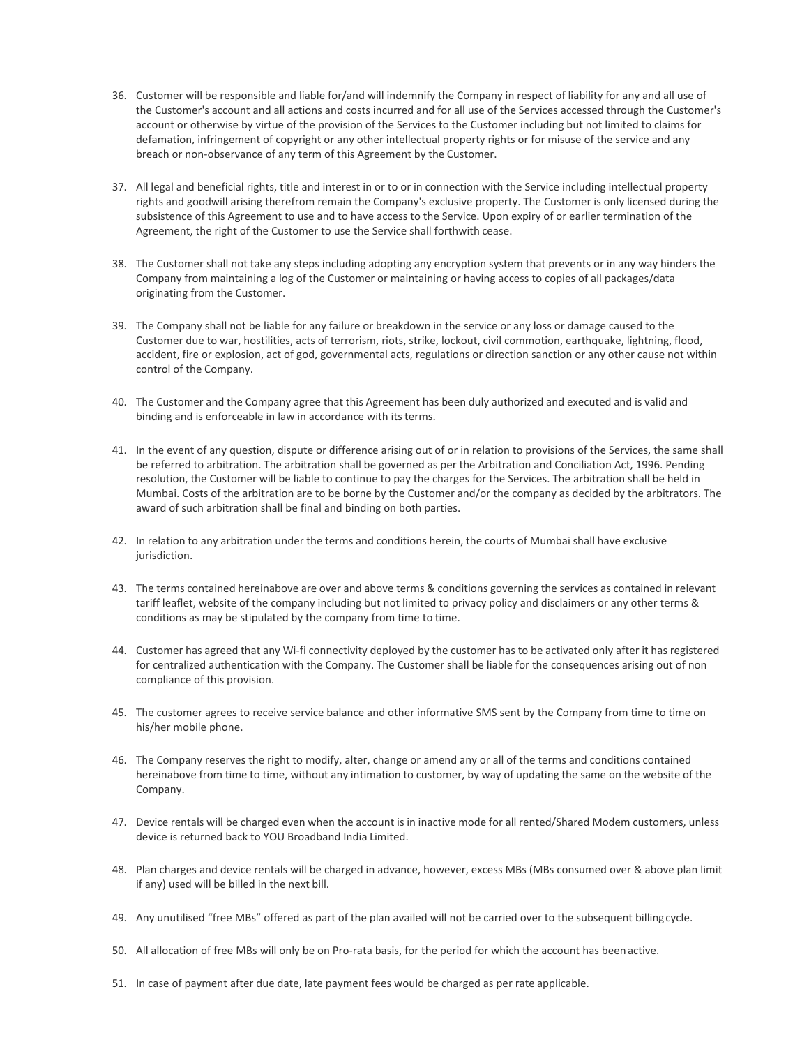36. Customer will be responsible and liable for/and will indemnify the Company in respect of liability for any and all use of the Customer's account and all actions and costs incurred and for all use of the Services accessed through the Customer's account or otherwise by virtue of the provision of the Services to the Customer including but not limited to claims for defamation, infringement of copyright or any other intellectual property rights or for misuse of the service and any breach or non-observance of any term of this Agreement by the Customer.

37. All legal and beneficial rights, title and interest in or to or in connection with the Service including intellectual property rights and goodwill arising therefrom remain the Company's exclusive property. The Customer is only licensed during the subsistence of this Agreement to use and to have access to the Service. Upon expiry of or earlier termination of the Agreement, the right of the Customer to use the Service shall forthwith cease.

38. The Customer shall not take any steps including adopting any encryption system that prevents or in any way hinders the Company from maintaining a log of the Customer or maintaining or having access to copies of all packages/data originating from the Customer.

39. The Company shall not be liable for any failure or breakdown in the service or any loss or damage caused to the Customer due to war, hostilities, acts of terrorism, riots, strike, lockout, civil commotion, earthquake, lightning, flood, accident, fire or explosion, act of god, governmental acts, regulations or direction sanction or any other cause not within control of the Company.

40. The Customer and the Company agree that this Agreement has been duly authorized and executed and is valid and binding and is enforceable in law in accordance with its terms.

41. In the event of any question, dispute or difference arising out of or in relation to provisions of the Services, the same shall be referred to arbitration. The arbitration shall be governed as per the Arbitration and Conciliation Act, 1996. Pending resolution, the Customer will be liable to continue to pay the charges for the Services. The arbitration shall be held in Mumbai. Costs of the arbitration are to be borne by the Customer and/or the company as decided by the arbitrators. The award of such arbitration shall be final and binding on both parties.

42. In relation to any arbitration under the terms and conditions herein, the courts of Mumbai shall have exclusive jurisdiction.

43. The terms contained hereinabove are over and above terms & conditions governing the services as contained in relevant tariff leaflet, website of the company including but not limited to privacy policy and disclaimers or any other terms & conditions as may be stipulated by the company from time to time.

44. Customer has agreed that any Wi-fi connectivity deployed by the customer has to be activated only after it has registered for centralized authentication with the Company. The Customer shall be liable for the consequences arising out of non compliance of this provision.

45. The customer agrees to receive service balance and other informative SMS sent by the Company from time to time on his/her mobile phone.

46. The Company reserves the right to modify, alter, change or amend any or all of the terms and conditions contained hereinabove from time to time, without any intimation to customer, by way of updating the same on the website of the Company.

47. Device rentals will be charged even when the account is in inactive mode for all rented/Shared Modem customers, unless device is returned back to YOU Broadband India Limited.

48. Plan charges and device rentals will be charged in advance, however, excess MBs (MBs consumed over & above plan limit if any) used will be billed in the next bill.

49. Any unutilised “free MBs” offered as part of the plan availed will not be carried over to the subsequent billing cycle.

50. All allocation of free MBs will only be on Pro-rata basis, for the period for which the account has been active.

51. In case of payment after due date, late payment fees would be charged as per rate applicable.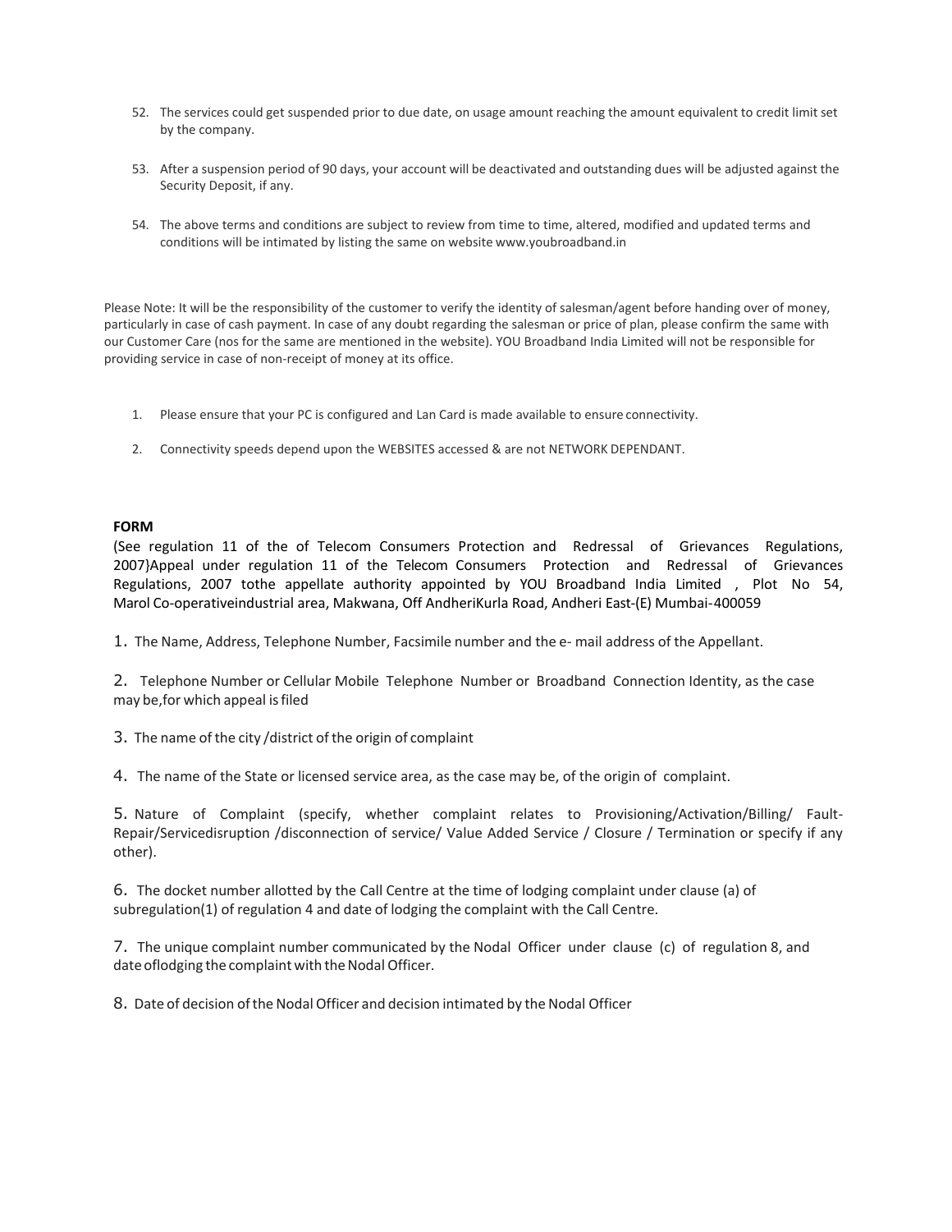52. The services could get suspended prior to due date, on usage amount reaching the amount equivalent to credit limit set by the company.

53. After a suspension period of 90 days, your account will be deactivated and outstanding dues will be adjusted against the Security Deposit, if any.

54. The above terms and conditions are subject to review from time to time, altered, modified and updated terms and conditions will be intimated by listing the same on website www.youbroadband.in

Please Note: It will be the responsibility of the customer to verify the identity of salesman/agent before handing over of money, particularly in case of cash payment. In case of any doubt regarding the salesman or price of plan, please confirm the same with our Customer Care (nos for the same are mentioned in the website). YOU Broadband India Limited will not be responsible for providing service in case of non-receipt of money at its office.

1. Please ensure that your PC is configured and Lan Card is made available to ensure connectivity.

2. Connectivity speeds depend upon the WEBSITES accessed & are not NETWORK DEPENDANT.

**FORM**

(See regulation 11 of the of Telecom Consumers Protection and Redressal of Grievances Regulations, 2007}Appeal under regulation 11 of the Telecom Consumers Protection and Redressal of Grievances Regulations, 2007 tothe appellate authority appointed by YOU Broadband India Limited , Plot No 54, Marol Co-operativeindustrial area, Makwana, Off AndheriKurla Road, Andheri East-(E) Mumbai-400059

1. The Name, Address, Telephone Number, Facsimile number and the e- mail address of the Appellant.

2. Telephone Number or Cellular Mobile Telephone Number or Broadband Connection Identity, as the case may be,for which appeal is filed

3. The name of the city /district of the origin of complaint

4. The name of the State or licensed service area, as the case may be, of the origin of complaint.

5. Nature of Complaint (specify, whether complaint relates to Provisioning/Activation/Billing/ Fault-Repair/Servicedisruption /disconnection of service/ Value Added Service / Closure / Termination or specify if any other).

6. The docket number allotted by the Call Centre at the time of lodging complaint under clause (a) of subregulation(1) of regulation 4 and date of lodging the complaint with the Call Centre.

7. The unique complaint number communicated by the Nodal Officer under clause (c) of regulation 8, and date oflodging the complaint with the Nodal Officer.

8. Date of decision of the Nodal Officer and decision intimated by the Nodal Officer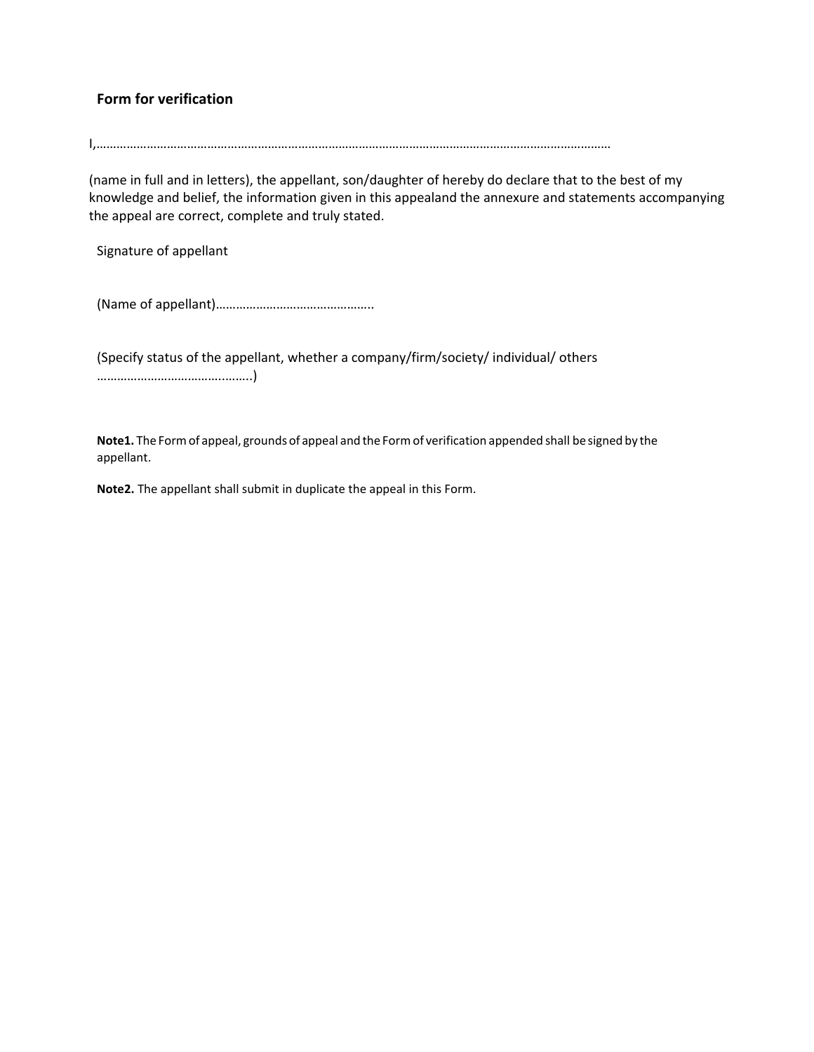### Form for verification

I,……………………………………………………………………………………………………………………………………………

(name in full and in letters), the appellant, son/daughter of hereby do declare that to the best of my knowledge and belief, the information given in this appealand the annexure and statements accompanying the appeal are correct, complete and truly stated.

Signature of appellant

(Name of appellant)………………………………………..

(Specify status of the appellant, whether a company/firm/society/ individual/ others ……………………………………..)

**Note1.** The Form of appeal, grounds of appeal and the Form of verification appended shall be signed by the appellant.

**Note2.** The appellant shall submit in duplicate the appeal in this Form.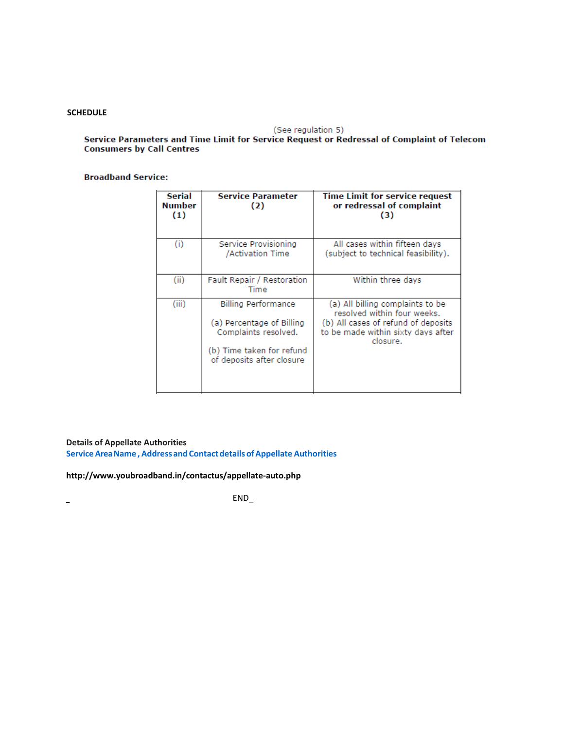**SCHEDULE**

(See regulation 5)

**Service Parameters and Time Limit for Service Request or Redressal of Complaint of Telecom Consumers by Call Centres**

**Broadband Service:**

| **Serial Number (1)** | **Service Parameter (2)** | **Time Limit for service request or redressal of complaint (3)** |
|---|---|---|
| (i) | Service Provisioning /Activation Time | All cases within fifteen days (subject to technical feasibility). |
| (ii) | Fault Repair / Restoration Time | Within three days |
| (iii) | Billing Performance<br><br>(a) Percentage of Billing Complaints resolved.<br><br>(b) Time taken for refund of deposits after closure | (a) All billing complaints to be resolved within four weeks.<br>(b) All cases of refund of deposits to be made within sixty days after closure. |

**Details of Appellate Authorities**

**Service Area Name , Address and Contact details of Appellate Authorities**

**http://www.youbroadband.in/contactus/appellate-auto.php**

END_